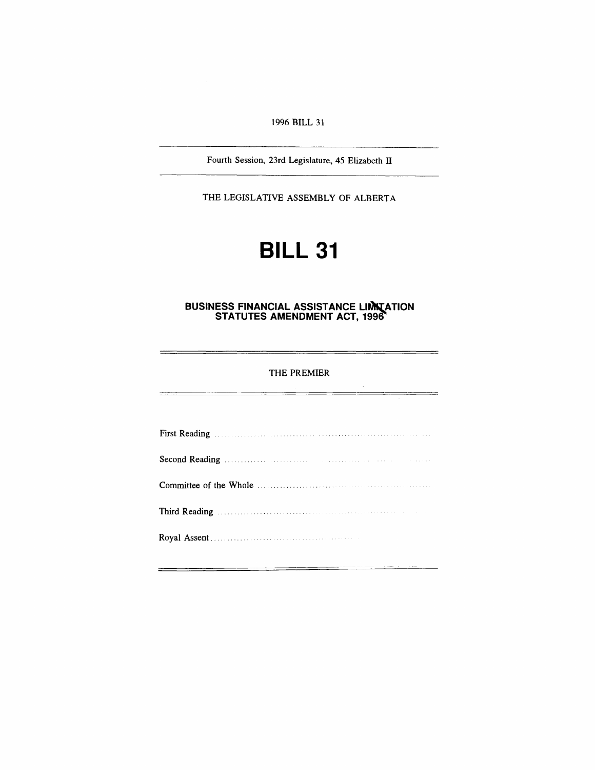1996 BILL 31

Fourth Session, 23rd Legislature, 45 Elizabeth II

THE LEGISLATIVE ASSEMBLY OF ALBERTA

# BILL 31

## BUSINESS FINANCIAL ASSISTANCE LIMITATION STATUTES AMENDMENT ACT, 1996

THE PREMIER

First Reading ..........................................................................

Second Reading ......................................................................

Committee of the Whole ..........................................................

Third Reading ..........................................................................

Royal Assent ...........................................................................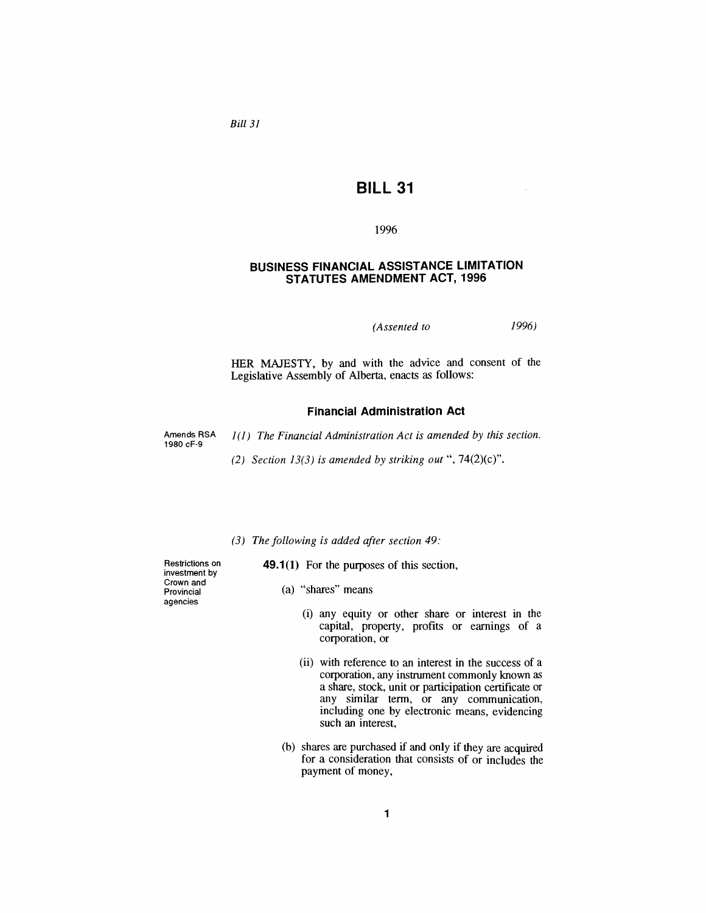*Bill 31*

# BILL 31

1996

## BUSINESS FINANCIAL ASSISTANCE LIMITATION STATUTES AMENDMENT ACT, 1996

*(Assented to 1996)*

HER MAJESTY, by and with the advice and consent of the Legislative Assembly of Alberta, enacts as follows:

### Financial Administration Act

Amends RSA 1980 cF-9

*1(1) The Financial Administration Act is amended by this section.*

*(2) Section 13(3) is amended by striking out* ", 74(2)(c)".

*(3) The following is added after section 49:*

Restrictions on investment by Crown and Provincial agencies

**49.1(1)** For the purposes of this section,

(a) "shares" means

(i) any equity or other share or interest in the capital, property, profits or earnings of a corporation, or

(ii) with reference to an interest in the success of a corporation, any instrument commonly known as a share, stock, unit or participation certificate or any similar term, or any communication, including one by electronic means, evidencing such an interest,

(b) shares are purchased if and only if they are acquired for a consideration that consists of or includes the payment of money,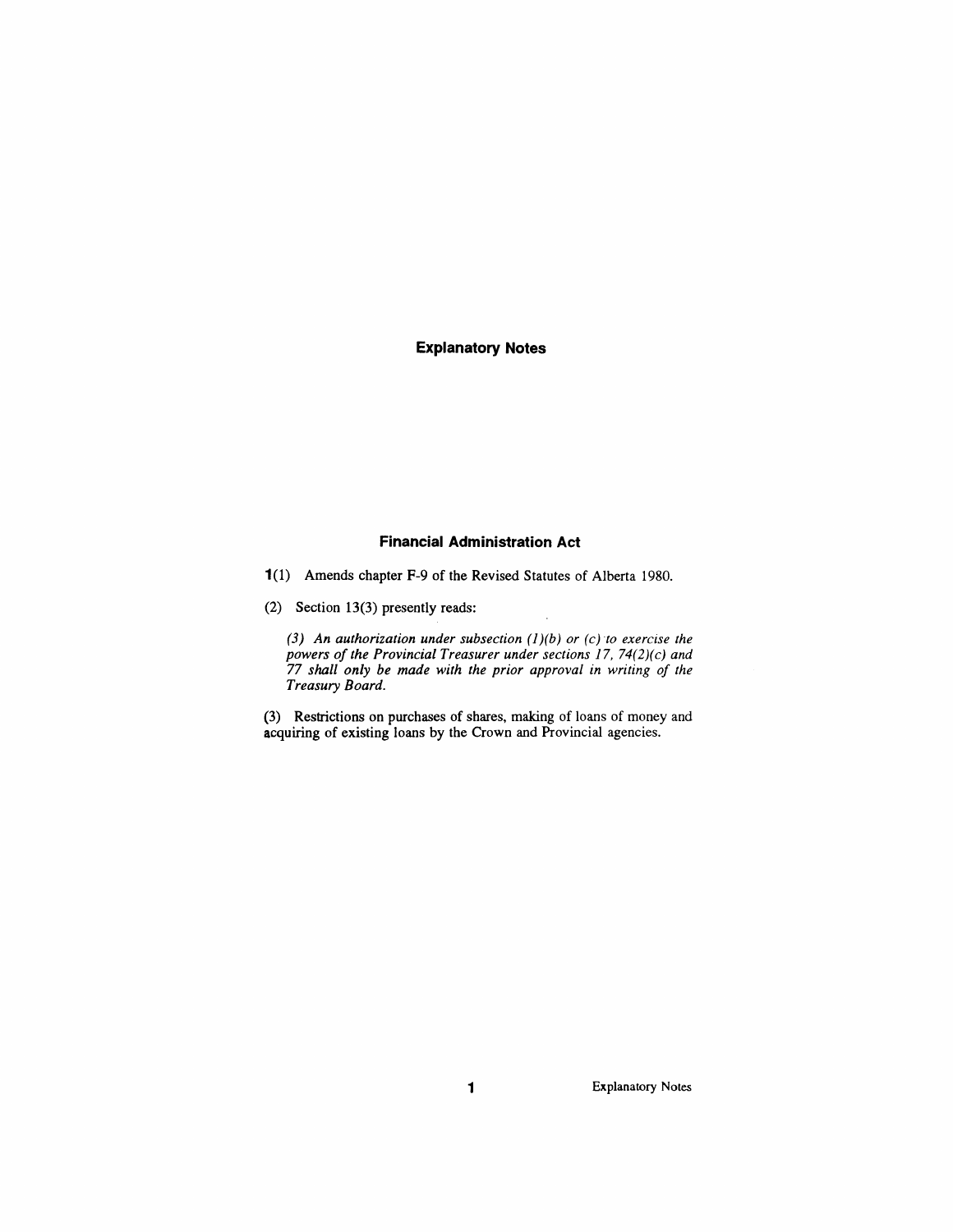## Explanatory Notes

### Financial Administration Act

**1**(1) Amends chapter F-9 of the Revised Statutes of Alberta 1980.

(2) Section 13(3) presently reads:

> *(3) An authorization under subsection (1)(b) or (c) to exercise the powers of the Provincial Treasurer under sections 17, 74(2)(c) and 77 shall only be made with the prior approval in writing of the Treasury Board.*

(3) Restrictions on purchases of shares, making of loans of money and acquiring of existing loans by the Crown and Provincial agencies.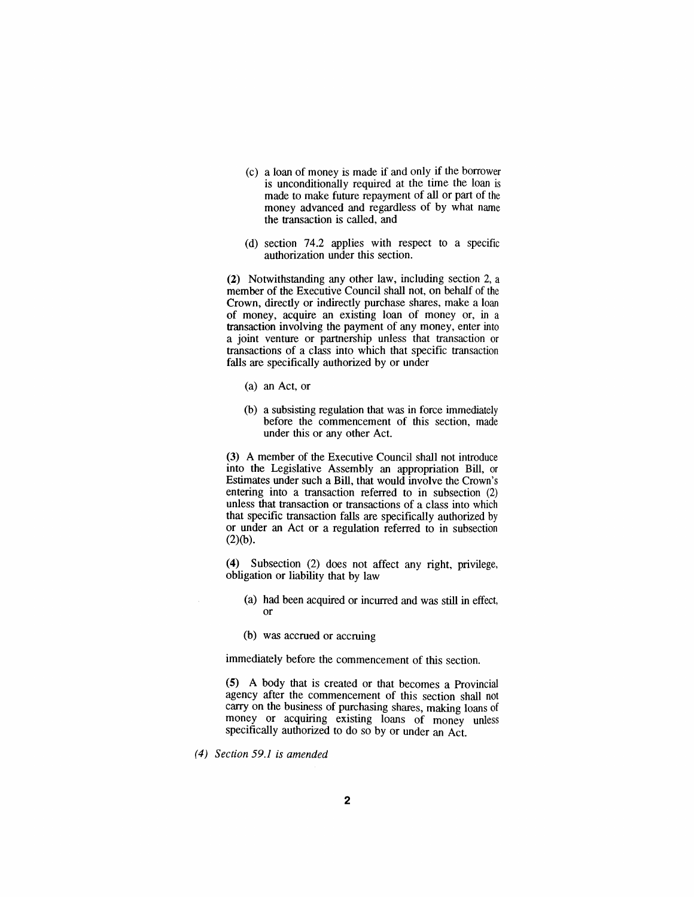(c) a loan of money is made if and only if the borrower is unconditionally required at the time the loan is made to make future repayment of all or part of the money advanced and regardless of by what name the transaction is called, and

(d) section 74.2 applies with respect to a specific authorization under this section.

**(2)** Notwithstanding any other law, including section 2, a member of the Executive Council shall not, on behalf of the Crown, directly or indirectly purchase shares, make a loan of money, acquire an existing loan of money or, in a transaction involving the payment of any money, enter into a joint venture or partnership unless that transaction or transactions of a class into which that specific transaction falls are specifically authorized by or under

(a) an Act, or

(b) a subsisting regulation that was in force immediately before the commencement of this section, made under this or any other Act.

**(3)** A member of the Executive Council shall not introduce into the Legislative Assembly an appropriation Bill, or Estimates under such a Bill, that would involve the Crown's entering into a transaction referred to in subsection (2) unless that transaction or transactions of a class into which that specific transaction falls are specifically authorized by or under an Act or a regulation referred to in subsection (2)(b).

**(4)** Subsection (2) does not affect any right, privilege, obligation or liability that by law

(a) had been acquired or incurred and was still in effect, or

(b) was accrued or accruing

immediately before the commencement of this section.

**(5)** A body that is created or that becomes a Provincial agency after the commencement of this section shall not carry on the business of purchasing shares, making loans of money or acquiring existing loans of money unless specifically authorized to do so by or under an Act.

*(4) Section 59.1 is amended*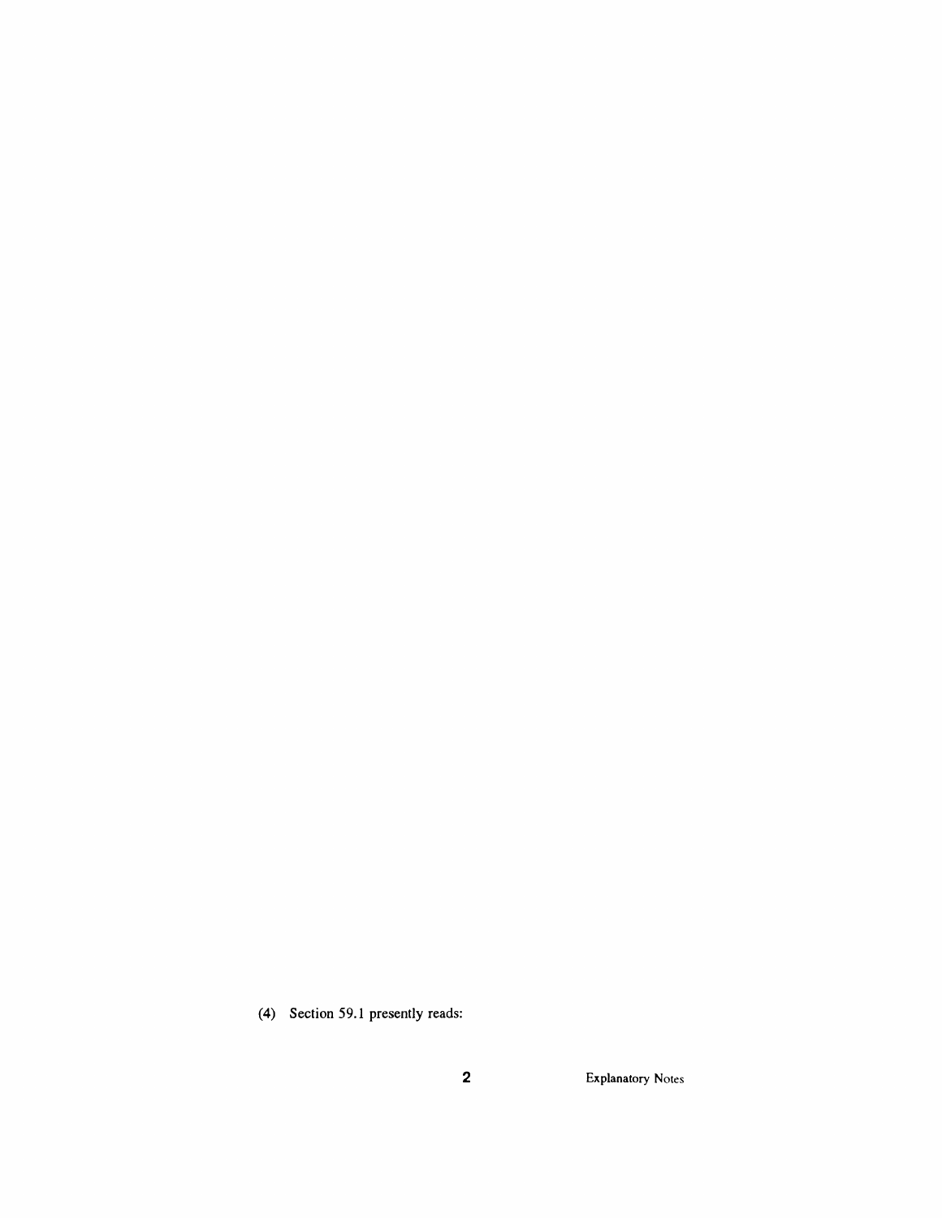(4) Section 59.1 presently reads: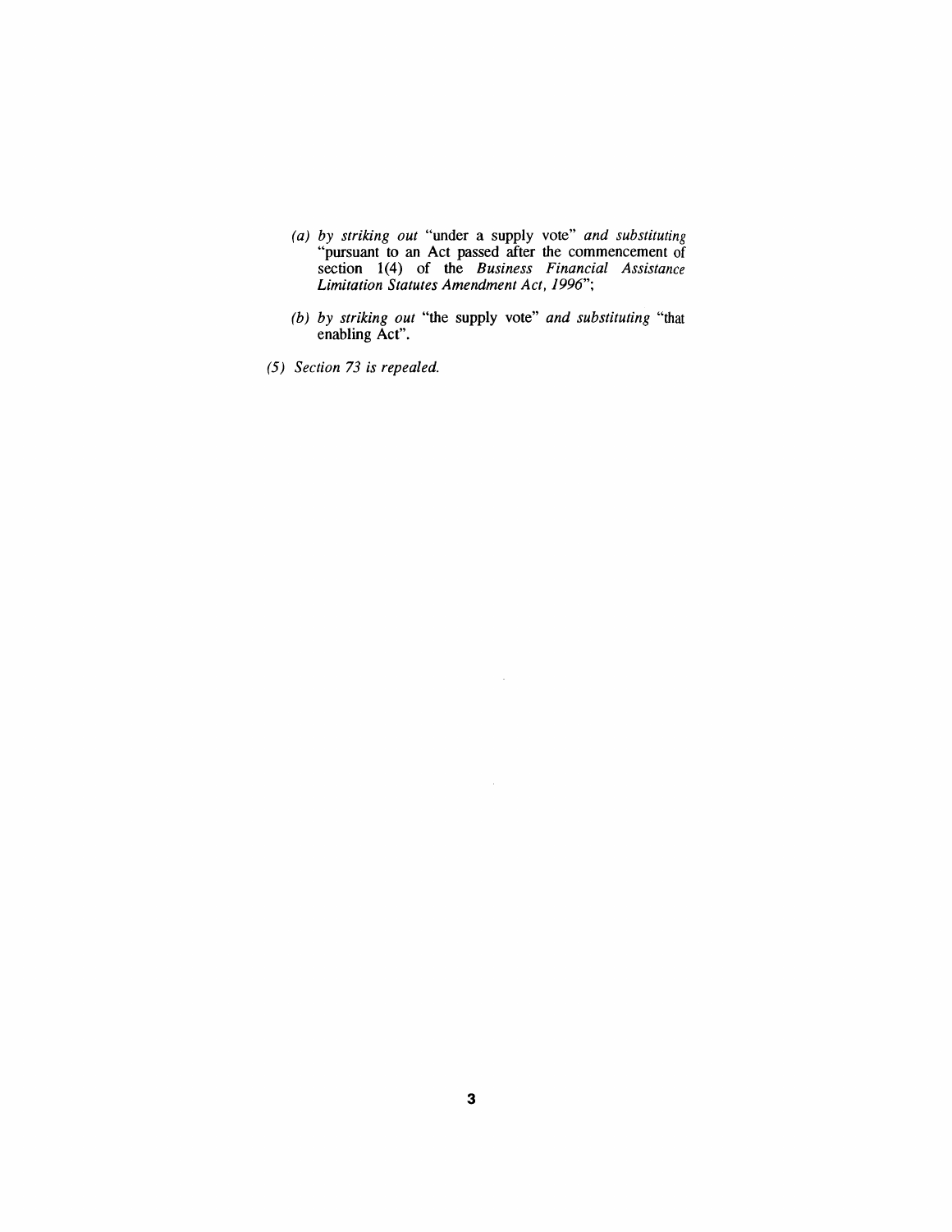(a) *by striking out* "under a supply vote" *and substituting* "pursuant to an Act passed after the commencement of section 1(4) of the *Business Financial Assistance Limitation Statutes Amendment Act, 1996*";

(b) *by striking out* "the supply vote" *and substituting* "that enabling Act".

*(5) Section 73 is repealed.*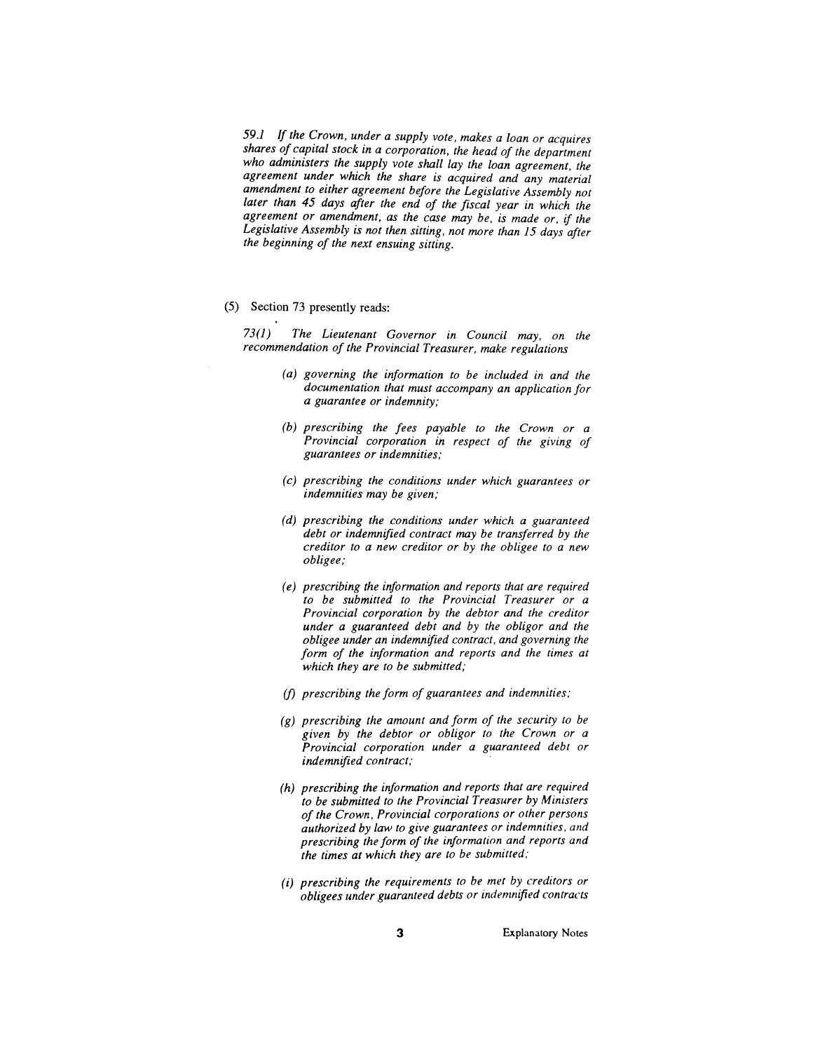*59.1 If the Crown, under a supply vote, makes a loan or acquires shares of capital stock in a corporation, the head of the department who administers the supply vote shall lay the loan agreement, the agreement under which the share is acquired and any material amendment to either agreement before the Legislative Assembly not later than 45 days after the end of the fiscal year in which the agreement or amendment, as the case may be, is made or, if the Legislative Assembly is not then sitting, not more than 15 days after the beginning of the next ensuing sitting.*

(5) Section 73 presently reads:

*73(1) The Lieutenant Governor in Council may, on the recommendation of the Provincial Treasurer, make regulations*

*(a) governing the information to be included in and the documentation that must accompany an application for a guarantee or indemnity;*

*(b) prescribing the fees payable to the Crown or a Provincial corporation in respect of the giving of guarantees or indemnities;*

*(c) prescribing the conditions under which guarantees or indemnities may be given;*

*(d) prescribing the conditions under which a guaranteed debt or indemnified contract may be transferred by the creditor to a new creditor or by the obligee to a new obligee;*

*(e) prescribing the information and reports that are required to be submitted to the Provincial Treasurer or a Provincial corporation by the debtor and the creditor under a guaranteed debt and by the obligor and the obligee under an indemnified contract, and governing the form of the information and reports and the times at which they are to be submitted;*

*(f) prescribing the form of guarantees and indemnities;*

*(g) prescribing the amount and form of the security to be given by the debtor or obligor to the Crown or a Provincial corporation under a guaranteed debt or indemnified contract;*

*(h) prescribing the information and reports that are required to be submitted to the Provincial Treasurer by Ministers of the Crown, Provincial corporations or other persons authorized by law to give guarantees or indemnities, and prescribing the form of the information and reports and the times at which they are to be submitted;*

*(i) prescribing the requirements to be met by creditors or obligees under guaranteed debts or indemnified contracts*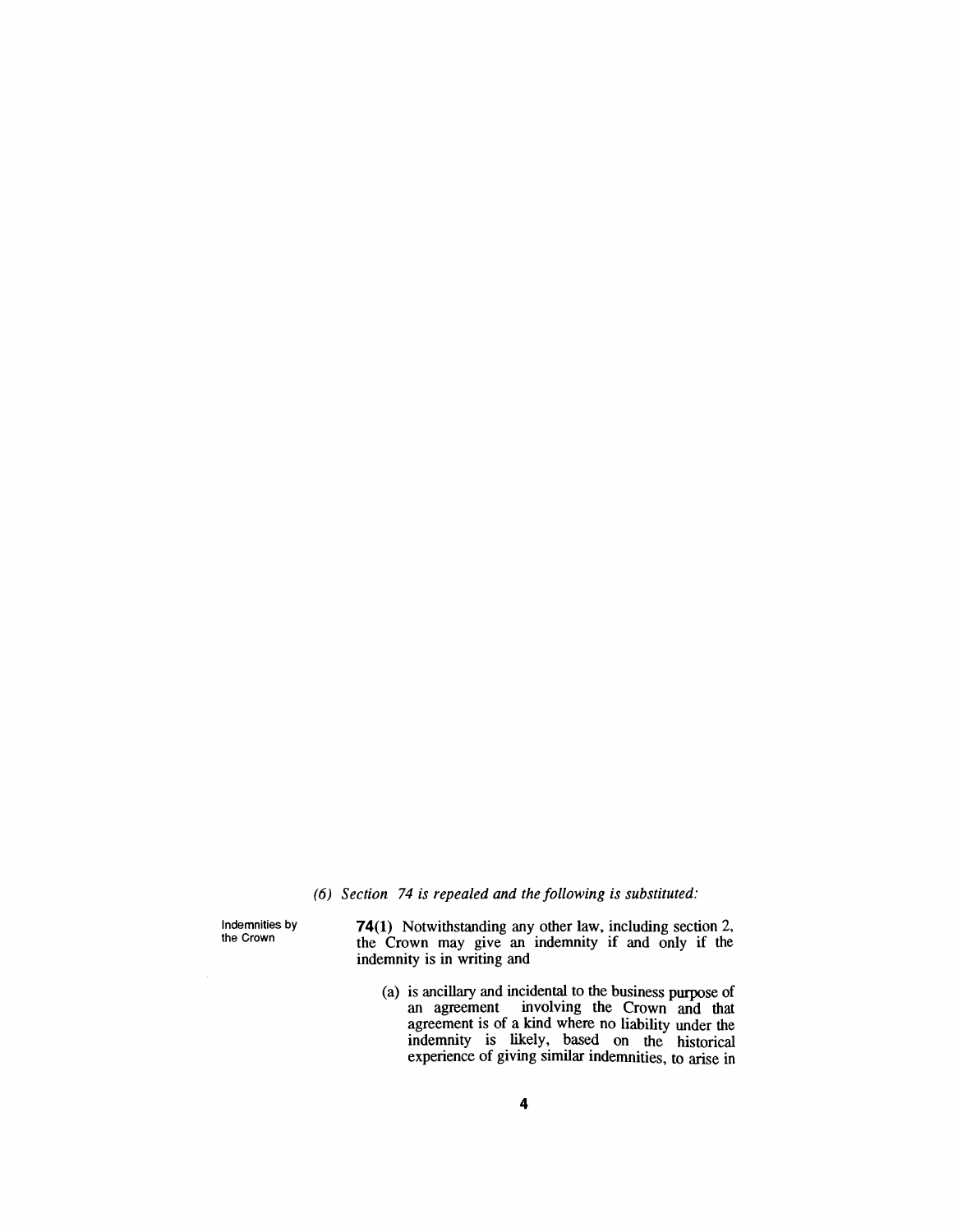*(6) Section 74 is repealed and the following is substituted:*

Indemnities by the Crown

**74(1)** Notwithstanding any other law, including section 2, the Crown may give an indemnity if and only if the indemnity is in writing and

(a) is ancillary and incidental to the business purpose of an agreement involving the Crown and that agreement is of a kind where no liability under the indemnity is likely, based on the historical experience of giving similar indemnities, to arise in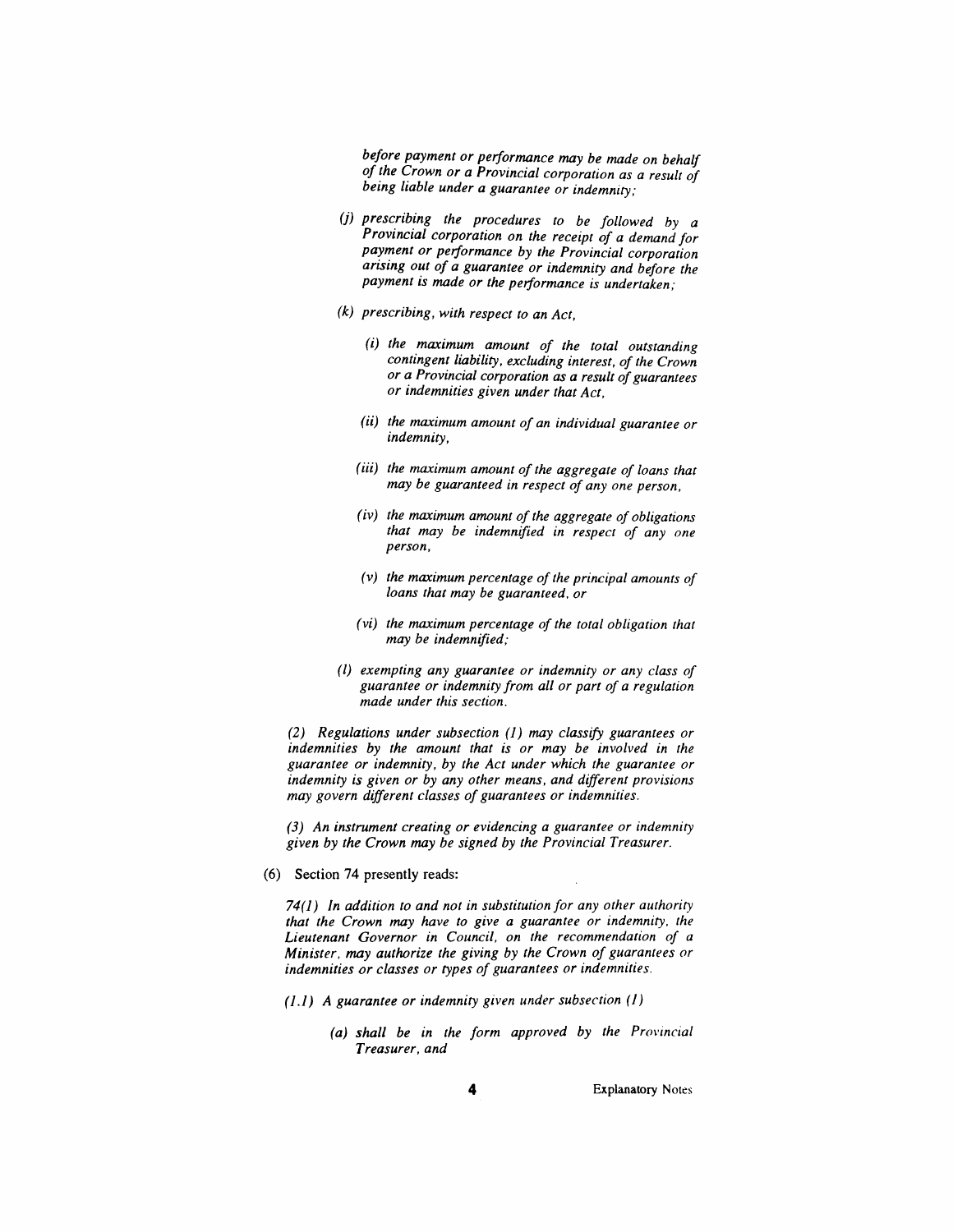*before payment or performance may be made on behalf of the Crown or a Provincial corporation as a result of being liable under a guarantee or indemnity;*

*(j) prescribing the procedures to be followed by a Provincial corporation on the receipt of a demand for payment or performance by the Provincial corporation arising out of a guarantee or indemnity and before the payment is made or the performance is undertaken;*

*(k) prescribing, with respect to an Act,*

*(i) the maximum amount of the total outstanding contingent liability, excluding interest, of the Crown or a Provincial corporation as a result of guarantees or indemnities given under that Act,*

*(ii) the maximum amount of an individual guarantee or indemnity,*

*(iii) the maximum amount of the aggregate of loans that may be guaranteed in respect of any one person,*

*(iv) the maximum amount of the aggregate of obligations that may be indemnified in respect of any one person,*

*(v) the maximum percentage of the principal amounts of loans that may be guaranteed, or*

*(vi) the maximum percentage of the total obligation that may be indemnified;*

*(l) exempting any guarantee or indemnity or any class of guarantee or indemnity from all or part of a regulation made under this section.*

*(2) Regulations under subsection (1) may classify guarantees or indemnities by the amount that is or may be involved in the guarantee or indemnity, by the Act under which the guarantee or indemnity is given or by any other means, and different provisions may govern different classes of guarantees or indemnities.*

*(3) An instrument creating or evidencing a guarantee or indemnity given by the Crown may be signed by the Provincial Treasurer.*

(6) Section 74 presently reads:

*74(1) In addition to and not in substitution for any other authority that the Crown may have to give a guarantee or indemnity, the Lieutenant Governor in Council, on the recommendation of a Minister, may authorize the giving by the Crown of guarantees or indemnities or classes or types of guarantees or indemnities.*

*(1.1) A guarantee or indemnity given under subsection (1)*

*(a) shall be in the form approved by the Provincial Treasurer, and*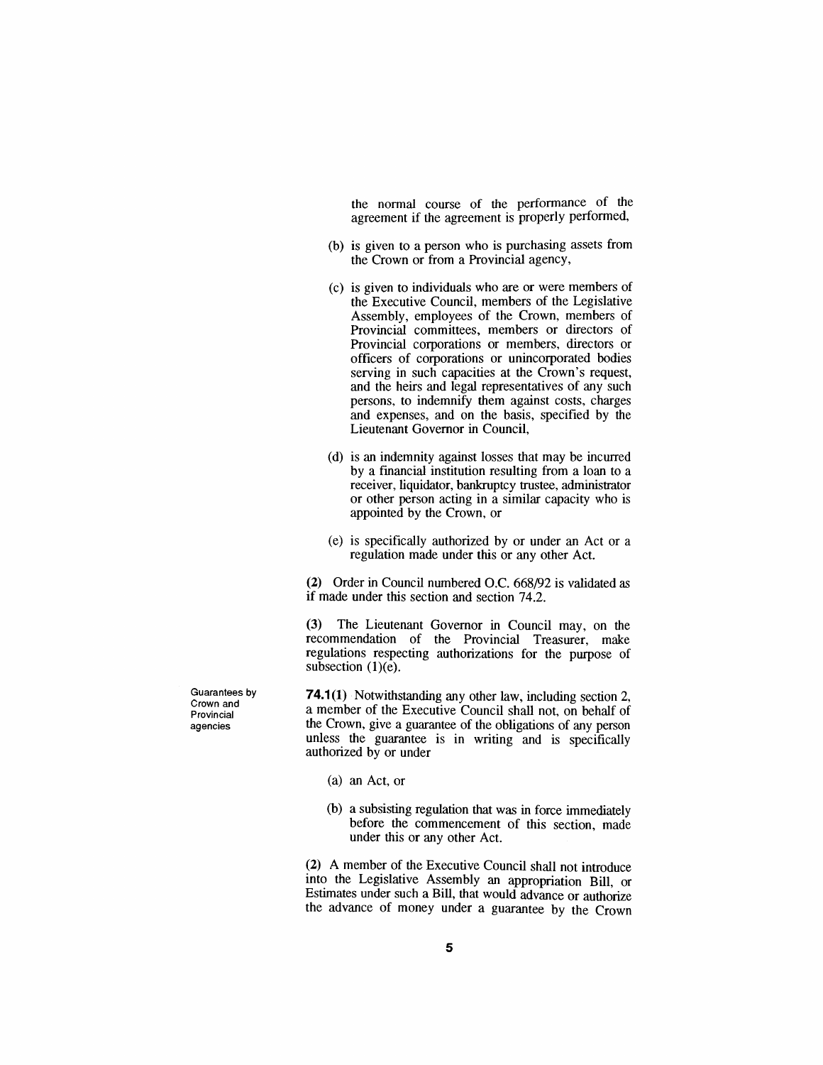the normal course of the performance of the agreement if the agreement is properly performed,

(b) is given to a person who is purchasing assets from the Crown or from a Provincial agency,

(c) is given to individuals who are or were members of the Executive Council, members of the Legislative Assembly, employees of the Crown, members of Provincial committees, members or directors of Provincial corporations or members, directors or officers of corporations or unincorporated bodies serving in such capacities at the Crown's request, and the heirs and legal representatives of any such persons, to indemnify them against costs, charges and expenses, and on the basis, specified by the Lieutenant Governor in Council,

(d) is an indemnity against losses that may be incurred by a financial institution resulting from a loan to a receiver, liquidator, bankruptcy trustee, administrator or other person acting in a similar capacity who is appointed by the Crown, or

(e) is specifically authorized by or under an Act or a regulation made under this or any other Act.

**(2)** Order in Council numbered O.C. 668/92 is validated as if made under this section and section 74.2.

**(3)** The Lieutenant Governor in Council may, on the recommendation of the Provincial Treasurer, make regulations respecting authorizations for the purpose of subsection (1)(e).

Guarantees by Crown and Provincial agencies

**74.1(1)** Notwithstanding any other law, including section 2, a member of the Executive Council shall not, on behalf of the Crown, give a guarantee of the obligations of any person unless the guarantee is in writing and is specifically authorized by or under

(a) an Act, or

(b) a subsisting regulation that was in force immediately before the commencement of this section, made under this or any other Act.

**(2)** A member of the Executive Council shall not introduce into the Legislative Assembly an appropriation Bill, or Estimates under such a Bill, that would advance or authorize the advance of money under a guarantee by the Crown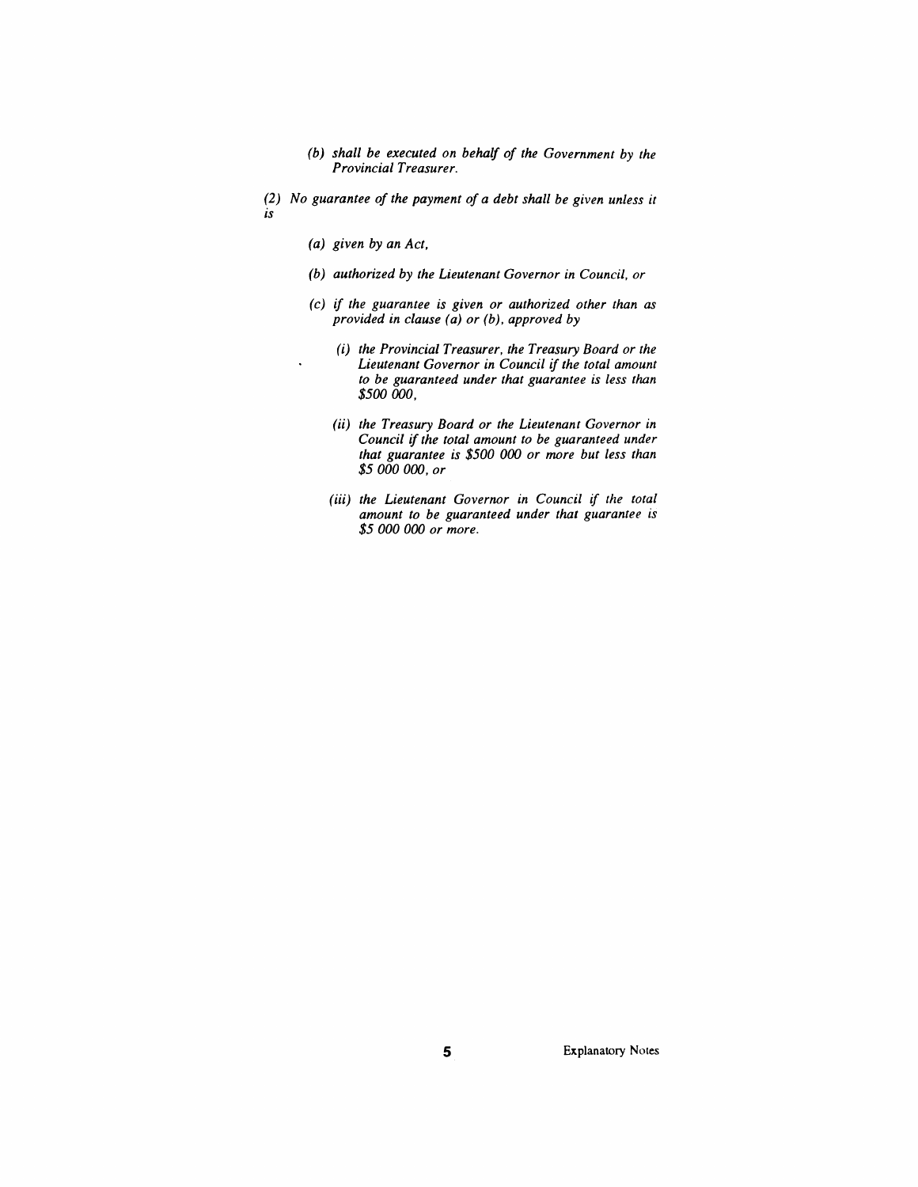*(b) shall be executed on behalf of the Government by the Provincial Treasurer.*

*(2) No guarantee of the payment of a debt shall be given unless it is*

*(a) given by an Act,*

*(b) authorized by the Lieutenant Governor in Council, or*

*(c) if the guarantee is given or authorized other than as provided in clause (a) or (b), approved by*

*(i) the Provincial Treasurer, the Treasury Board or the Lieutenant Governor in Council if the total amount to be guaranteed under that guarantee is less than $500 000,*

*(ii) the Treasury Board or the Lieutenant Governor in Council if the total amount to be guaranteed under that guarantee is $500 000 or more but less than $5 000 000, or*

*(iii) the Lieutenant Governor in Council if the total amount to be guaranteed under that guarantee is $5 000 000 or more.*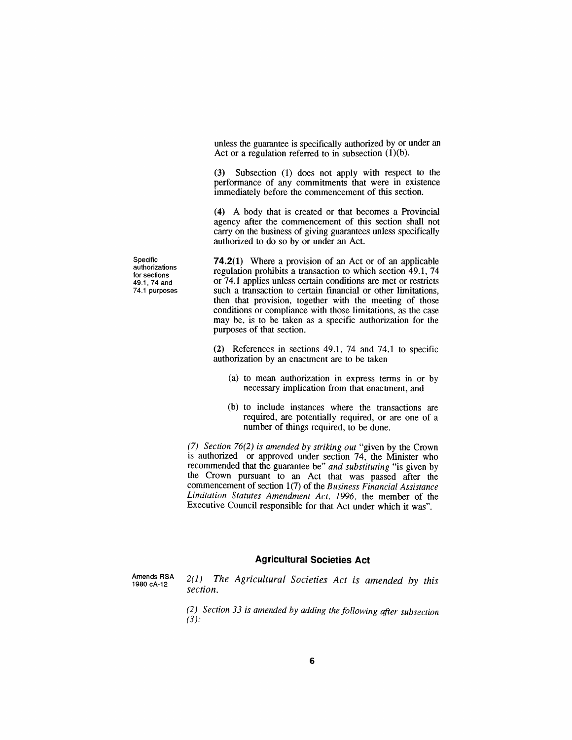unless the guarantee is specifically authorized by or under an Act or a regulation referred to in subsection (1)(b).

**(3)** Subsection (1) does not apply with respect to the performance of any commitments that were in existence immediately before the commencement of this section.

**(4)** A body that is created or that becomes a Provincial agency after the commencement of this section shall not carry on the business of giving guarantees unless specifically authorized to do so by or under an Act.

Specific authorizations for sections 49.1, 74 and 74.1 purposes

**74.2(1)** Where a provision of an Act or of an applicable regulation prohibits a transaction to which section 49.1, 74 or 74.1 applies unless certain conditions are met or restricts such a transaction to certain financial or other limitations, then that provision, together with the meeting of those conditions or compliance with those limitations, as the case may be, is to be taken as a specific authorization for the purposes of that section.

**(2)** References in sections 49.1, 74 and 74.1 to specific authorization by an enactment are to be taken

(a) to mean authorization in express terms in or by necessary implication from that enactment, and

(b) to include instances where the transactions are required, are potentially required, or are one of a number of things required, to be done.

*(7) Section 76(2) is amended by striking out* "given by the Crown is authorized or approved under section 74, the Minister who recommended that the guarantee be" *and substituting* "is given by the Crown pursuant to an Act that was passed after the commencement of section 1(7) of the *Business Financial Assistance Limitation Statutes Amendment Act, 1996,* the member of the Executive Council responsible for that Act under which it was".

## Agricultural Societies Act

Amends RSA 1980 cA-12

*2(1) The Agricultural Societies Act is amended by this section.*

*(2) Section 33 is amended by adding the following after subsection (3):*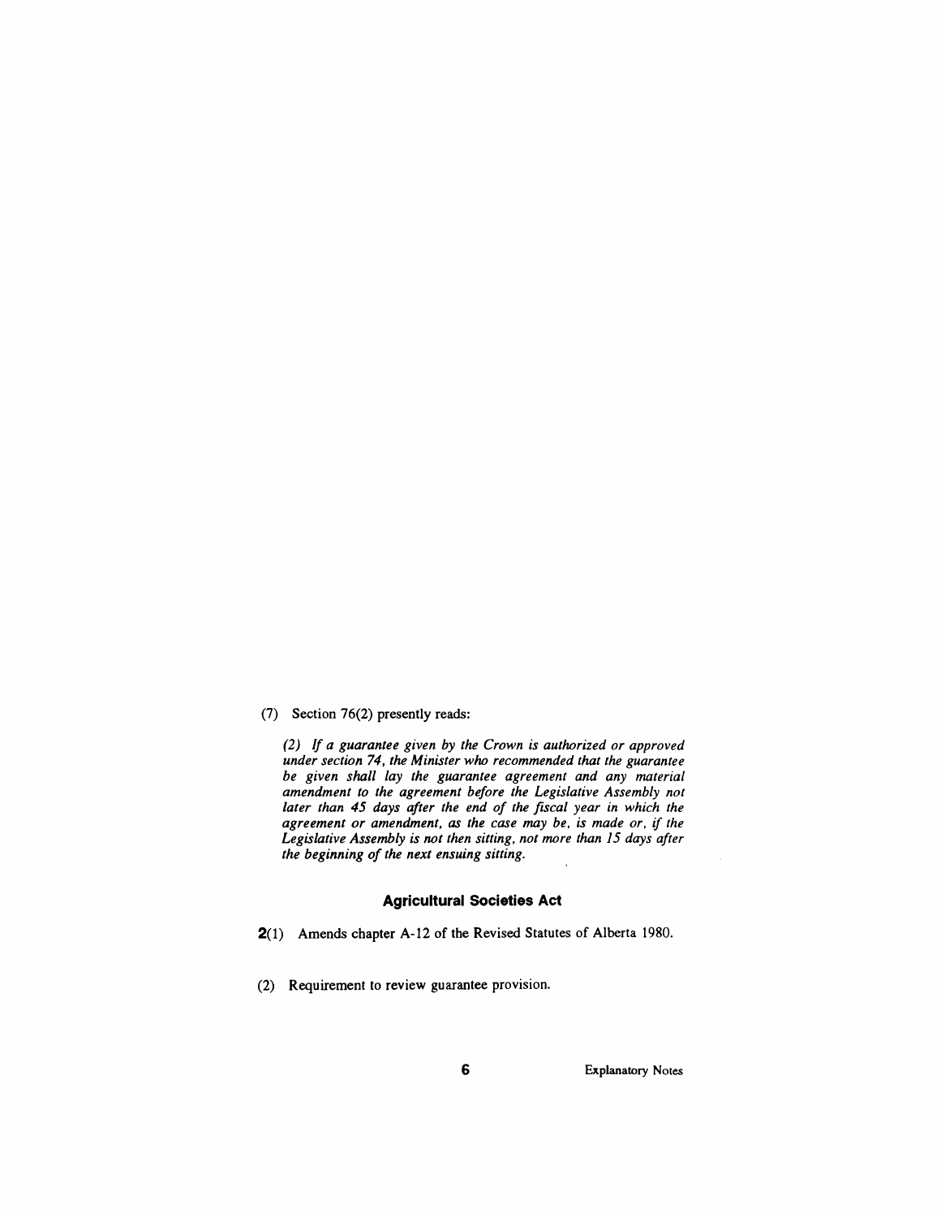(7) Section 76(2) presently reads:

*(2) If a guarantee given by the Crown is authorized or approved under section 74, the Minister who recommended that the guarantee be given shall lay the guarantee agreement and any material amendment to the agreement before the Legislative Assembly not later than 45 days after the end of the fiscal year in which the agreement or amendment, as the case may be, is made or, if the Legislative Assembly is not then sitting, not more than 15 days after the beginning of the next ensuing sitting.*

## Agricultural Societies Act

**2**(1) Amends chapter A-12 of the Revised Statutes of Alberta 1980.

(2) Requirement to review guarantee provision.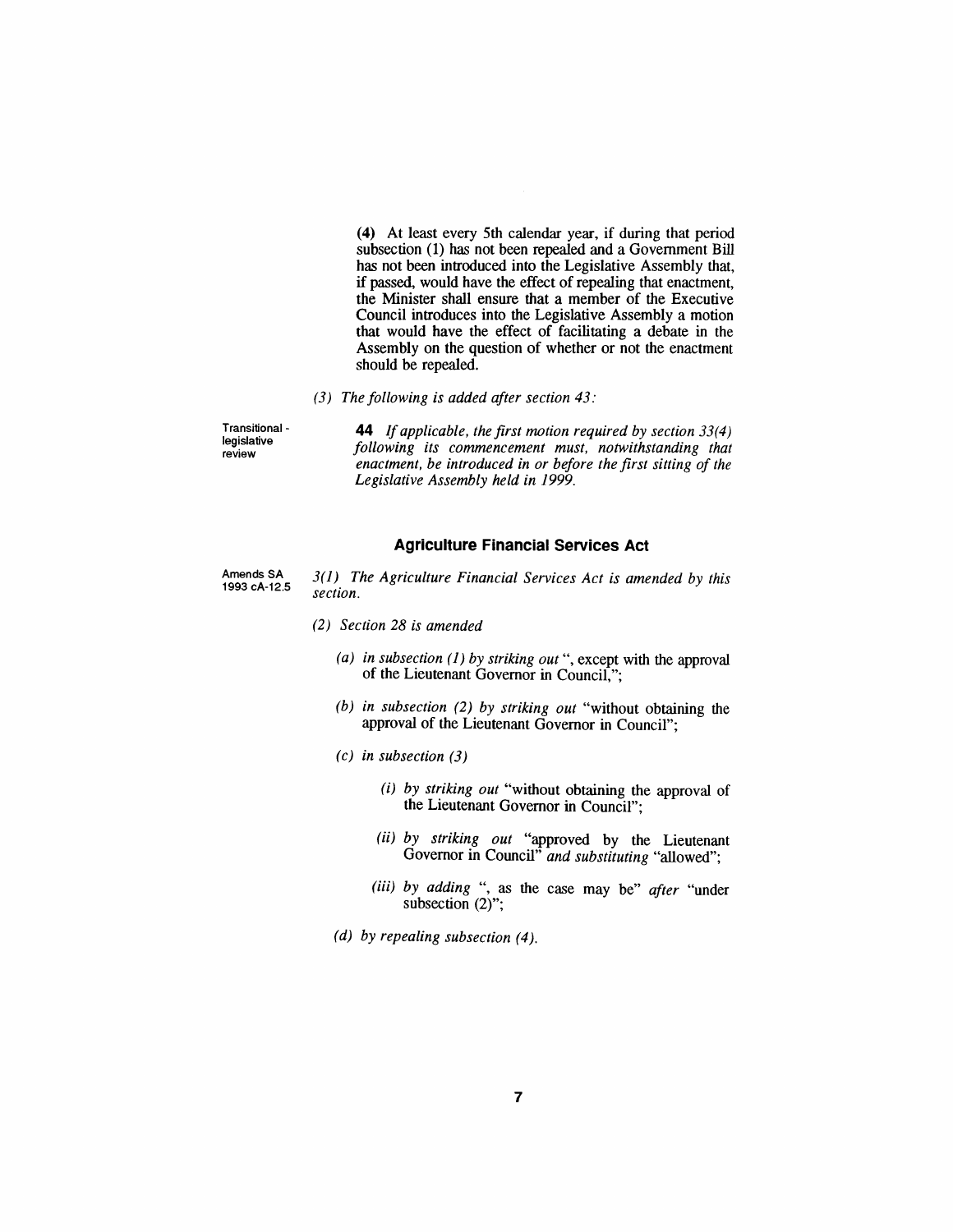**(4)** At least every 5th calendar year, if during that period subsection (1) has not been repealed and a Government Bill has not been introduced into the Legislative Assembly that, if passed, would have the effect of repealing that enactment, the Minister shall ensure that a member of the Executive Council introduces into the Legislative Assembly a motion that would have the effect of facilitating a debate in the Assembly on the question of whether or not the enactment should be repealed.

*(3) The following is added after section 43:*

Transitional - legislative review

**44** *If applicable, the first motion required by section 33(4) following its commencement must, notwithstanding that enactment, be introduced in or before the first sitting of the Legislative Assembly held in 1999.*

### Agriculture Financial Services Act

Amends SA 1993 cA-12.5

*3(1) The Agriculture Financial Services Act is amended by this section.*

*(2) Section 28 is amended*

*(a) in subsection (1) by striking out* ", except with the approval of the Lieutenant Governor in Council,";

*(b) in subsection (2) by striking out* "without obtaining the approval of the Lieutenant Governor in Council";

*(c) in subsection (3)*

*(i) by striking out* "without obtaining the approval of the Lieutenant Governor in Council";

*(ii) by striking out* "approved by the Lieutenant Governor in Council" *and substituting* "allowed";

*(iii) by adding* ", as the case may be" *after* "under subsection (2)";

*(d) by repealing subsection (4).*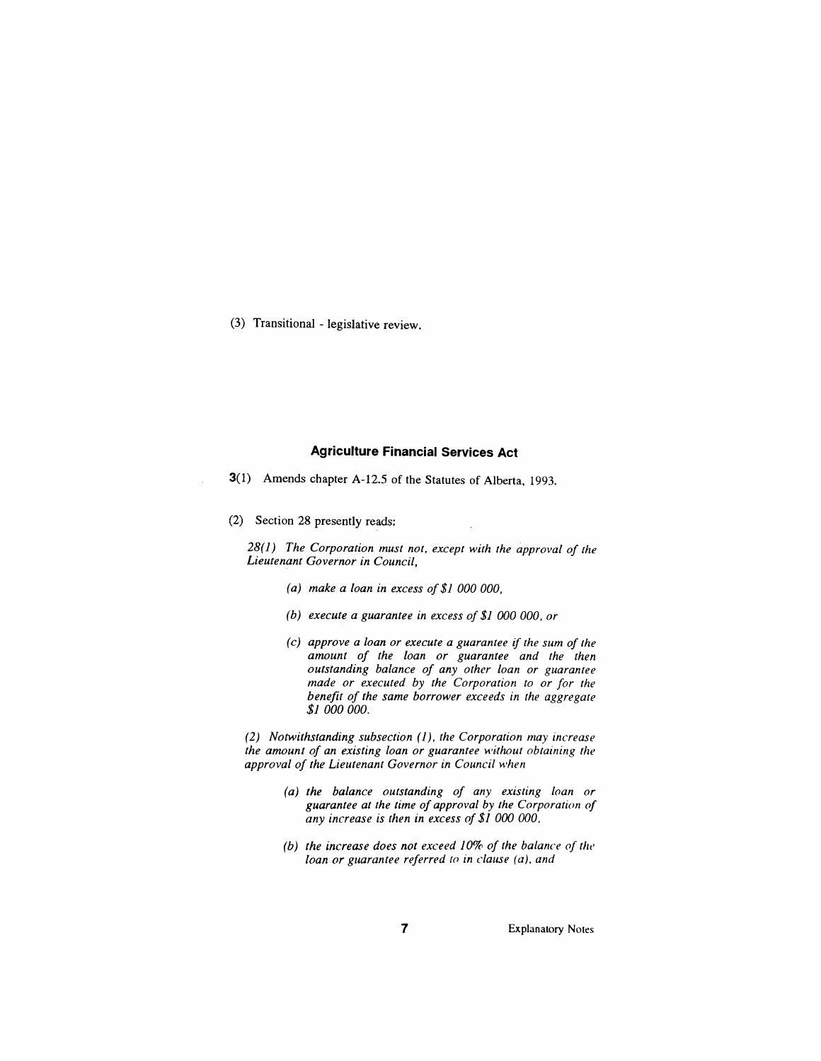(3) Transitional - legislative review.

## Agriculture Financial Services Act

**3**(1) Amends chapter A-12.5 of the Statutes of Alberta, 1993.

(2) Section 28 presently reads:

*28(1) The Corporation must not, except with the approval of the Lieutenant Governor in Council,*

*(a) make a loan in excess of $1 000 000,*

*(b) execute a guarantee in excess of $1 000 000, or*

*(c) approve a loan or execute a guarantee if the sum of the amount of the loan or guarantee and the then outstanding balance of any other loan or guarantee made or executed by the Corporation to or for the benefit of the same borrower exceeds in the aggregate $1 000 000.*

*(2) Notwithstanding subsection (1), the Corporation may increase the amount of an existing loan or guarantee without obtaining the approval of the Lieutenant Governor in Council when*

*(a) the balance outstanding of any existing loan or guarantee at the time of approval by the Corporation of any increase is then in excess of $1 000 000,*

*(b) the increase does not exceed 10% of the balance of the loan or guarantee referred to in clause (a), and*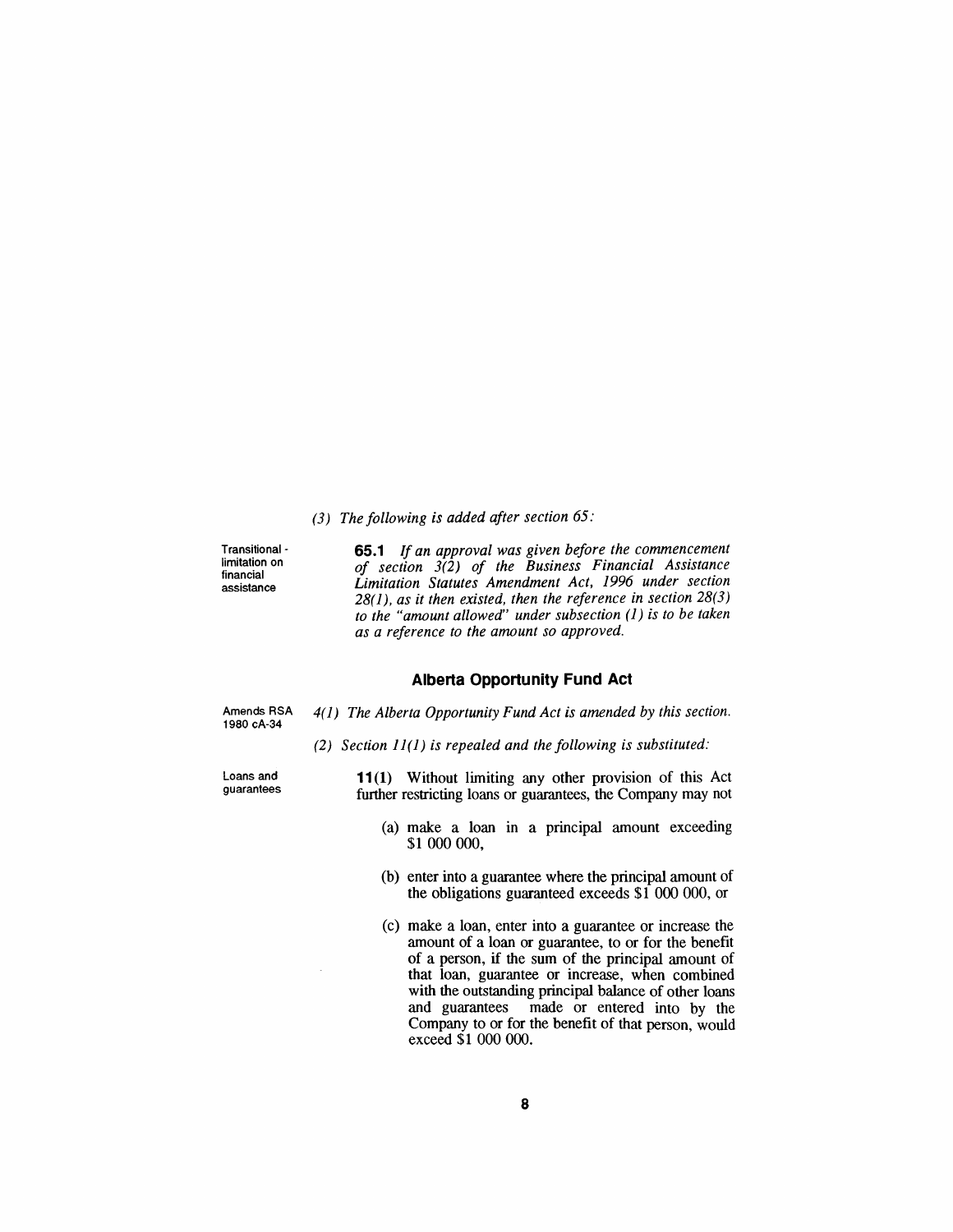*(3) The following is added after section 65:*

Transitional - limitation on financial assistance

**65.1** *If an approval was given before the commencement of section 3(2) of the Business Financial Assistance Limitation Statutes Amendment Act, 1996 under section 28(1), as it then existed, then the reference in section 28(3) to the "amount allowed" under subsection (1) is to be taken as a reference to the amount so approved.*

### Alberta Opportunity Fund Act

Amends RSA 1980 cA-34

*4(1) The Alberta Opportunity Fund Act is amended by this section.*

*(2) Section 11(1) is repealed and the following is substituted:*

Loans and guarantees

**11(1)** Without limiting any other provision of this Act further restricting loans or guarantees, the Company may not

(a) make a loan in a principal amount exceeding $1 000 000,

(b) enter into a guarantee where the principal amount of the obligations guaranteed exceeds $1 000 000, or

(c) make a loan, enter into a guarantee or increase the amount of a loan or guarantee, to or for the benefit of a person, if the sum of the principal amount of that loan, guarantee or increase, when combined with the outstanding principal balance of other loans and guarantees made or entered into by the Company to or for the benefit of that person, would exceed $1 000 000.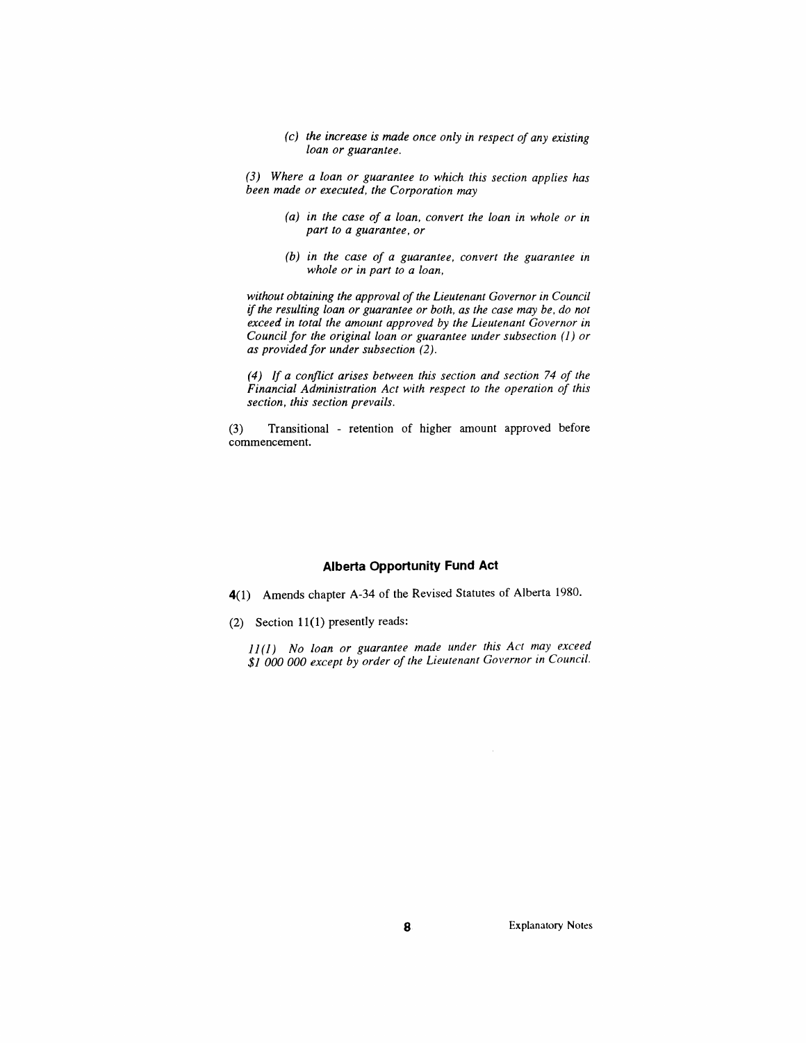*(c) the increase is made once only in respect of any existing loan or guarantee.*

*(3) Where a loan or guarantee to which this section applies has been made or executed, the Corporation may*

*(a) in the case of a loan, convert the loan in whole or in part to a guarantee, or*

*(b) in the case of a guarantee, convert the guarantee in whole or in part to a loan,*

*without obtaining the approval of the Lieutenant Governor in Council if the resulting loan or guarantee or both, as the case may be, do not exceed in total the amount approved by the Lieutenant Governor in Council for the original loan or guarantee under subsection (1) or as provided for under subsection (2).*

*(4) If a conflict arises between this section and section 74 of the Financial Administration Act with respect to the operation of this section, this section prevails.*

(3) Transitional - retention of higher amount approved before commencement.

### Alberta Opportunity Fund Act

**4**(1) Amends chapter A-34 of the Revised Statutes of Alberta 1980.

(2) Section 11(1) presently reads:

*11(1) No loan or guarantee made under this Act may exceed $1 000 000 except by order of the Lieutenant Governor in Council.*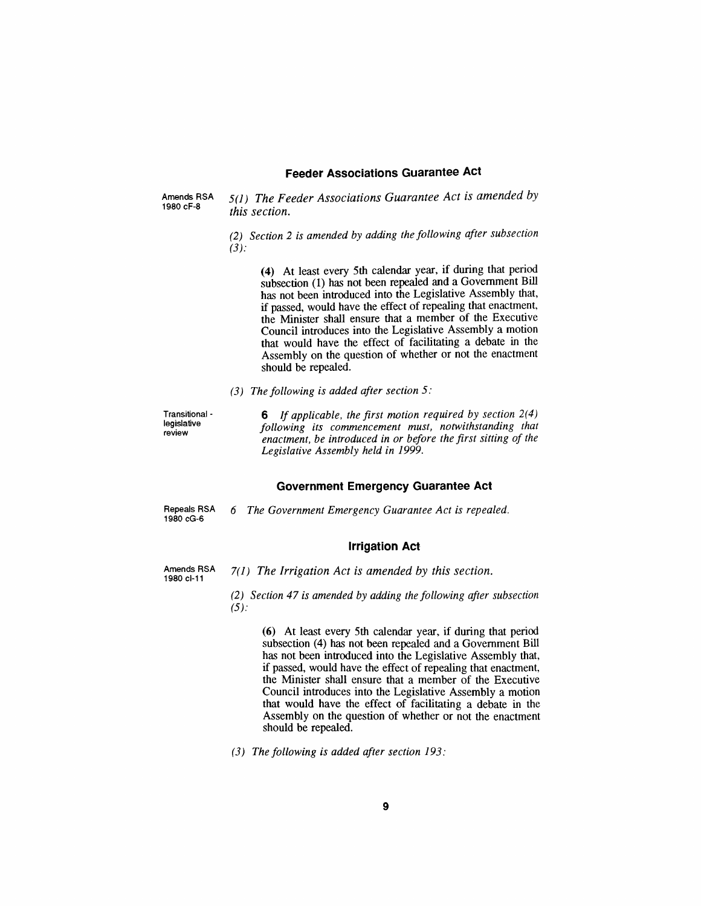## Feeder Associations Guarantee Act

Amends RSA 1980 cF-8

*5(1) The Feeder Associations Guarantee Act is amended by this section.*

*(2) Section 2 is amended by adding the following after subsection (3):*

> **(4)** At least every 5th calendar year, if during that period subsection (1) has not been repealed and a Government Bill has not been introduced into the Legislative Assembly that, if passed, would have the effect of repealing that enactment, the Minister shall ensure that a member of the Executive Council introduces into the Legislative Assembly a motion that would have the effect of facilitating a debate in the Assembly on the question of whether or not the enactment should be repealed.

*(3) The following is added after section 5:*

Transitional - legislative review

> **6** *If applicable, the first motion required by section 2(4) following its commencement must, notwithstanding that enactment, be introduced in or before the first sitting of the Legislative Assembly held in 1999.*

## Government Emergency Guarantee Act

Repeals RSA 1980 cG-6

*6 The Government Emergency Guarantee Act is repealed.*

## Irrigation Act

Amends RSA 1980 cI-11

*7(1) The Irrigation Act is amended by this section.*

*(2) Section 47 is amended by adding the following after subsection (5):*

> **(6)** At least every 5th calendar year, if during that period subsection (4) has not been repealed and a Government Bill has not been introduced into the Legislative Assembly that, if passed, would have the effect of repealing that enactment, the Minister shall ensure that a member of the Executive Council introduces into the Legislative Assembly a motion that would have the effect of facilitating a debate in the Assembly on the question of whether or not the enactment should be repealed.

*(3) The following is added after section 193:*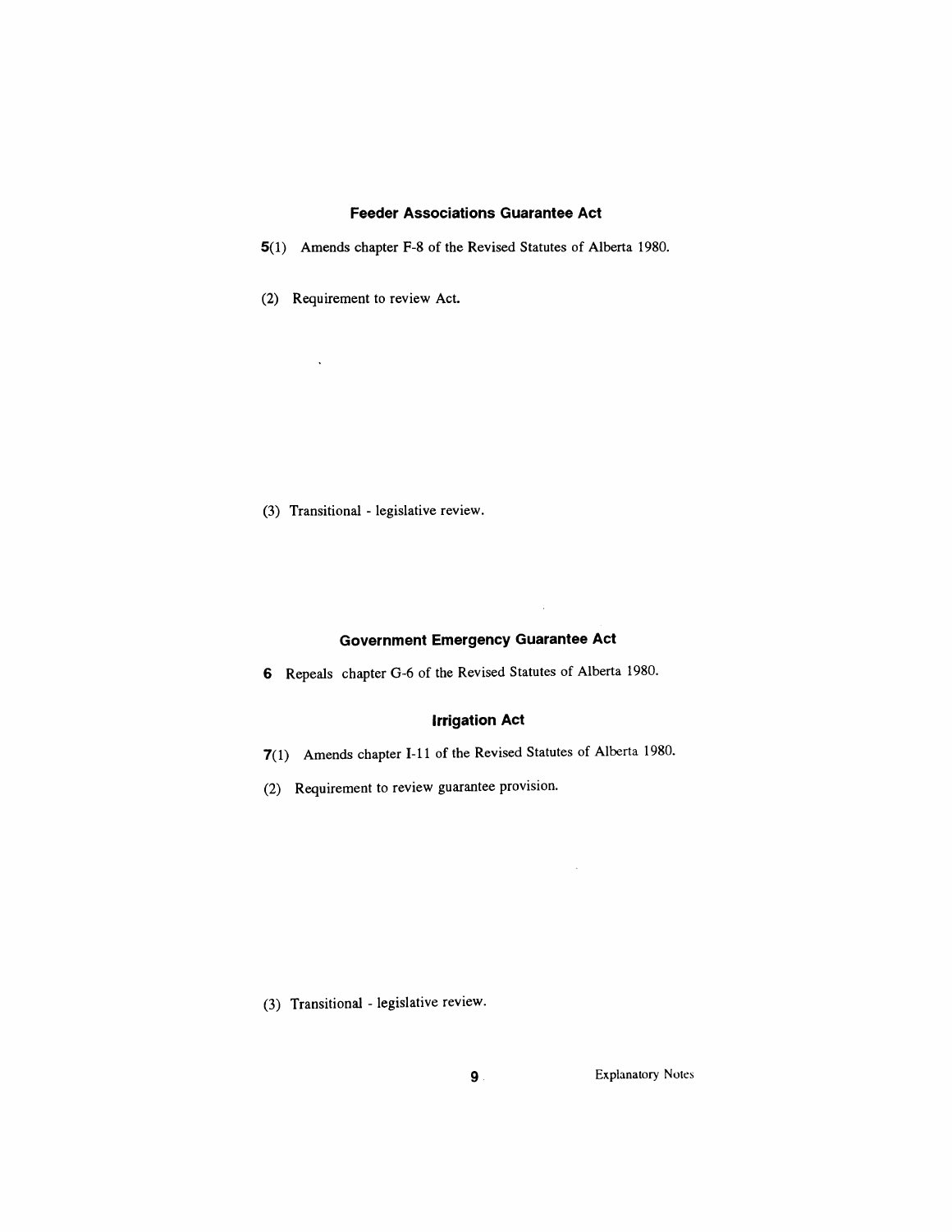### Feeder Associations Guarantee Act

**5**(1) Amends chapter F-8 of the Revised Statutes of Alberta 1980.

(2) Requirement to review Act.

(3) Transitional - legislative review.

### Government Emergency Guarantee Act

**6** Repeals chapter G-6 of the Revised Statutes of Alberta 1980.

### Irrigation Act

**7**(1) Amends chapter I-11 of the Revised Statutes of Alberta 1980.

(2) Requirement to review guarantee provision.

(3) Transitional - legislative review.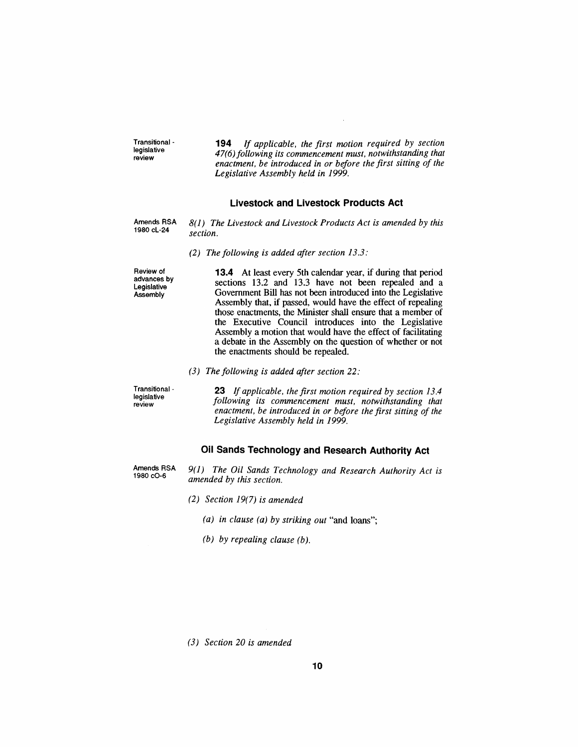Transitional - legislative review

**194** *If applicable, the first motion required by section 47(6) following its commencement must, notwithstanding that enactment, be introduced in or before the first sitting of the Legislative Assembly held in 1999.*

## Livestock and Livestock Products Act

Amends RSA 1980 cL-24

*8(1) The Livestock and Livestock Products Act is amended by this section.*

*(2) The following is added after section 13.3:*

Review of advances by Legislative Assembly

**13.4** At least every 5th calendar year, if during that period sections 13.2 and 13.3 have not been repealed and a Government Bill has not been introduced into the Legislative Assembly that, if passed, would have the effect of repealing those enactments, the Minister shall ensure that a member of the Executive Council introduces into the Legislative Assembly a motion that would have the effect of facilitating a debate in the Assembly on the question of whether or not the enactments should be repealed.

*(3) The following is added after section 22:*

Transitional - legislative review

**23** *If applicable, the first motion required by section 13.4 following its commencement must, notwithstanding that enactment, be introduced in or before the first sitting of the Legislative Assembly held in 1999.*

## Oil Sands Technology and Research Authority Act

Amends RSA 1980 cO-6

*9(1) The Oil Sands Technology and Research Authority Act is amended by this section.*

*(2) Section 19(7) is amended*

*(a) in clause (a) by striking out* "and loans";

*(b) by repealing clause (b).*

*(3) Section 20 is amended*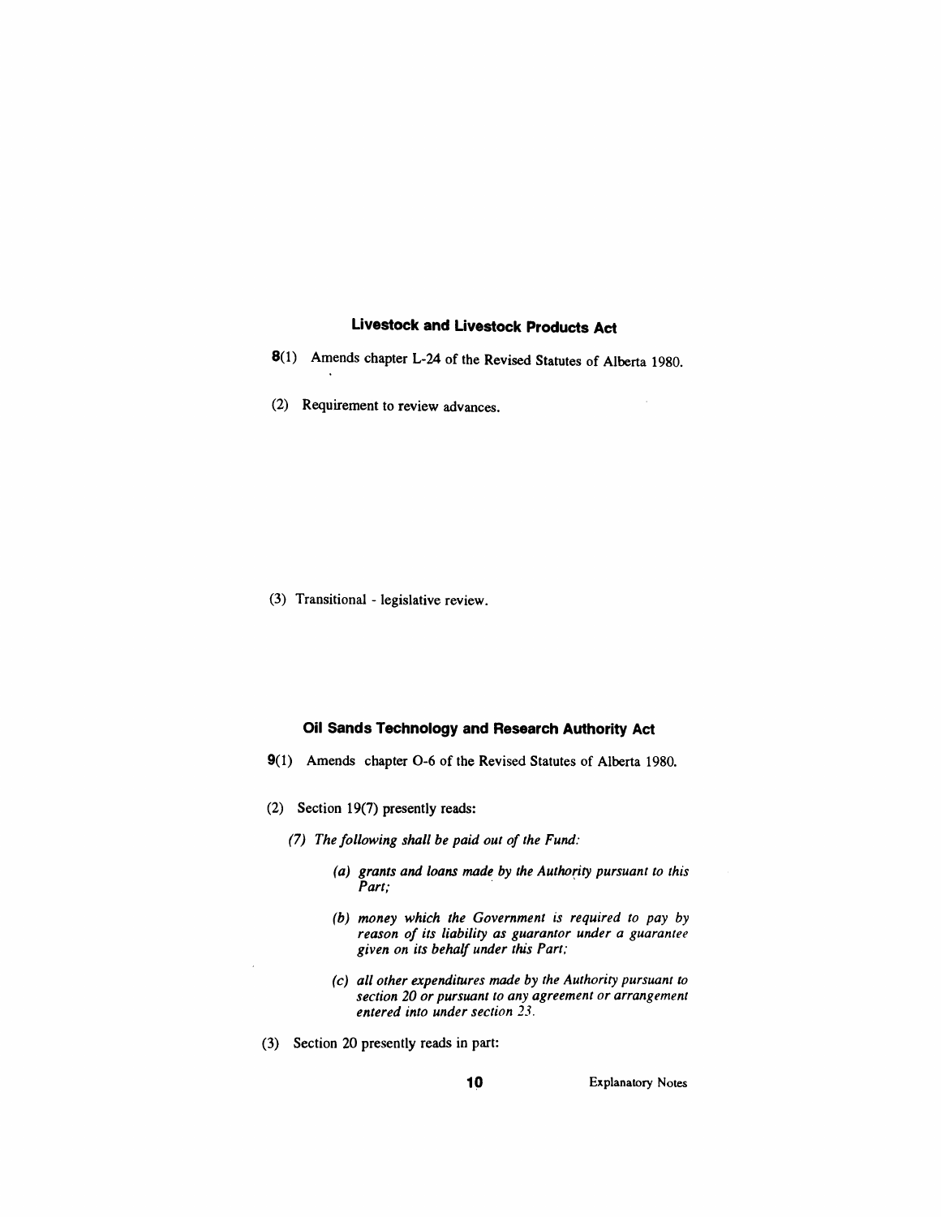## Livestock and Livestock Products Act

**8**(1) Amends chapter L-24 of the Revised Statutes of Alberta 1980.

(2) Requirement to review advances.

(3) Transitional - legislative review.

## Oil Sands Technology and Research Authority Act

**9**(1) Amends chapter O-6 of the Revised Statutes of Alberta 1980.

(2) Section 19(7) presently reads:

*(7) The following shall be paid out of the Fund:*

*(a) grants and loans made by the Authority pursuant to this Part;*

*(b) money which the Government is required to pay by reason of its liability as guarantor under a guarantee given on its behalf under this Part;*

*(c) all other expenditures made by the Authority pursuant to section 20 or pursuant to any agreement or arrangement entered into under section 23.*

(3) Section 20 presently reads in part: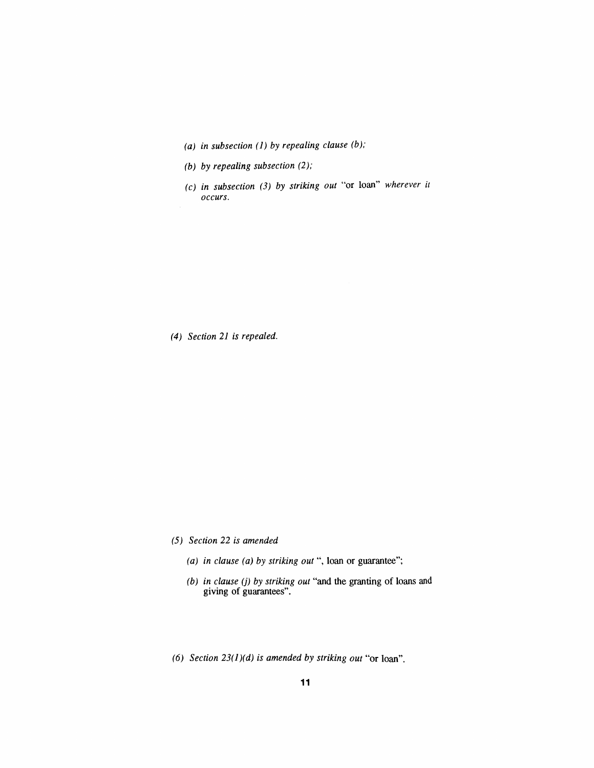*(a) in subsection (1) by repealing clause (b);*

*(b) by repealing subsection (2);*

*(c) in subsection (3) by striking out* "or loan" *wherever it occurs.*

*(4) Section 21 is repealed.*

*(5) Section 22 is amended*

*(a) in clause (a) by striking out* ", loan or guarantee";

*(b) in clause (j) by striking out* "and the granting of loans and giving of guarantees".

*(6) Section 23(1)(d) is amended by striking out* "or loan".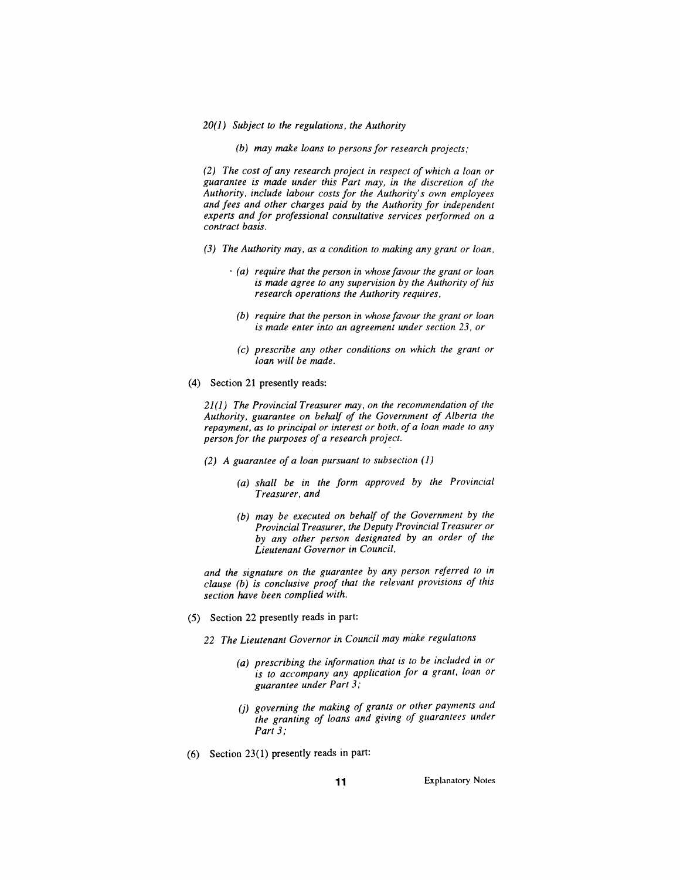*20(1) Subject to the regulations, the Authority*

*(b) may make loans to persons for research projects;*

*(2) The cost of any research project in respect of which a loan or guarantee is made under this Part may, in the discretion of the Authority, include labour costs for the Authority's own employees and fees and other charges paid by the Authority for independent experts and for professional consultative services performed on a contract basis.*

*(3) The Authority may, as a condition to making any grant or loan,*

*(a) require that the person in whose favour the grant or loan is made agree to any supervision by the Authority of his research operations the Authority requires,*

*(b) require that the person in whose favour the grant or loan is made enter into an agreement under section 23, or*

*(c) prescribe any other conditions on which the grant or loan will be made.*

(4) Section 21 presently reads:

*21(1) The Provincial Treasurer may, on the recommendation of the Authority, guarantee on behalf of the Government of Alberta the repayment, as to principal or interest or both, of a loan made to any person for the purposes of a research project.*

*(2) A guarantee of a loan pursuant to subsection (1)*

*(a) shall be in the form approved by the Provincial Treasurer, and*

*(b) may be executed on behalf of the Government by the Provincial Treasurer, the Deputy Provincial Treasurer or by any other person designated by an order of the Lieutenant Governor in Council,*

*and the signature on the guarantee by any person referred to in clause (b) is conclusive proof that the relevant provisions of this section have been complied with.*

(5) Section 22 presently reads in part:

*22 The Lieutenant Governor in Council may make regulations*

*(a) prescribing the information that is to be included in or is to accompany any application for a grant, loan or guarantee under Part 3;*

*(j) governing the making of grants or other payments and the granting of loans and giving of guarantees under Part 3;*

(6) Section 23(1) presently reads in part: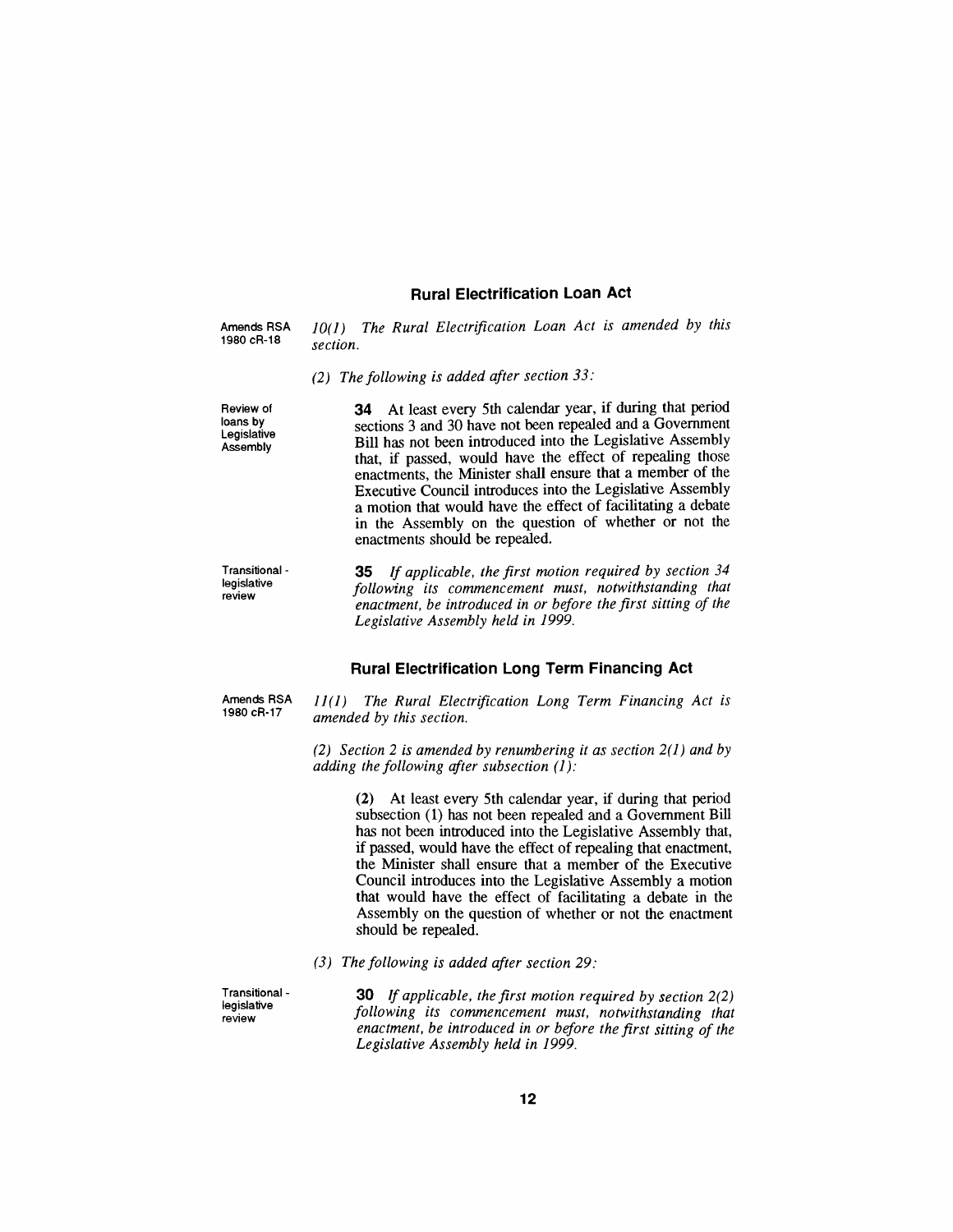## Rural Electrification Loan Act

Amends RSA 1980 cR-18

*10(1) The Rural Electrification Loan Act is amended by this section.*

*(2) The following is added after section 33:*

Review of loans by Legislative Assembly

**34** At least every 5th calendar year, if during that period sections 3 and 30 have not been repealed and a Government Bill has not been introduced into the Legislative Assembly that, if passed, would have the effect of repealing those enactments, the Minister shall ensure that a member of the Executive Council introduces into the Legislative Assembly a motion that would have the effect of facilitating a debate in the Assembly on the question of whether or not the enactments should be repealed.

Transitional - legislative review

**35** *If applicable, the first motion required by section 34 following its commencement must, notwithstanding that enactment, be introduced in or before the first sitting of the Legislative Assembly held in 1999.*

## Rural Electrification Long Term Financing Act

Amends RSA 1980 cR-17

*11(1) The Rural Electrification Long Term Financing Act is amended by this section.*

*(2) Section 2 is amended by renumbering it as section 2(1) and by adding the following after subsection (1):*

**(2)** At least every 5th calendar year, if during that period subsection (1) has not been repealed and a Government Bill has not been introduced into the Legislative Assembly that, if passed, would have the effect of repealing that enactment, the Minister shall ensure that a member of the Executive Council introduces into the Legislative Assembly a motion that would have the effect of facilitating a debate in the Assembly on the question of whether or not the enactment should be repealed.

*(3) The following is added after section 29:*

Transitional - legislative review

**30** *If applicable, the first motion required by section 2(2) following its commencement must, notwithstanding that enactment, be introduced in or before the first sitting of the Legislative Assembly held in 1999.*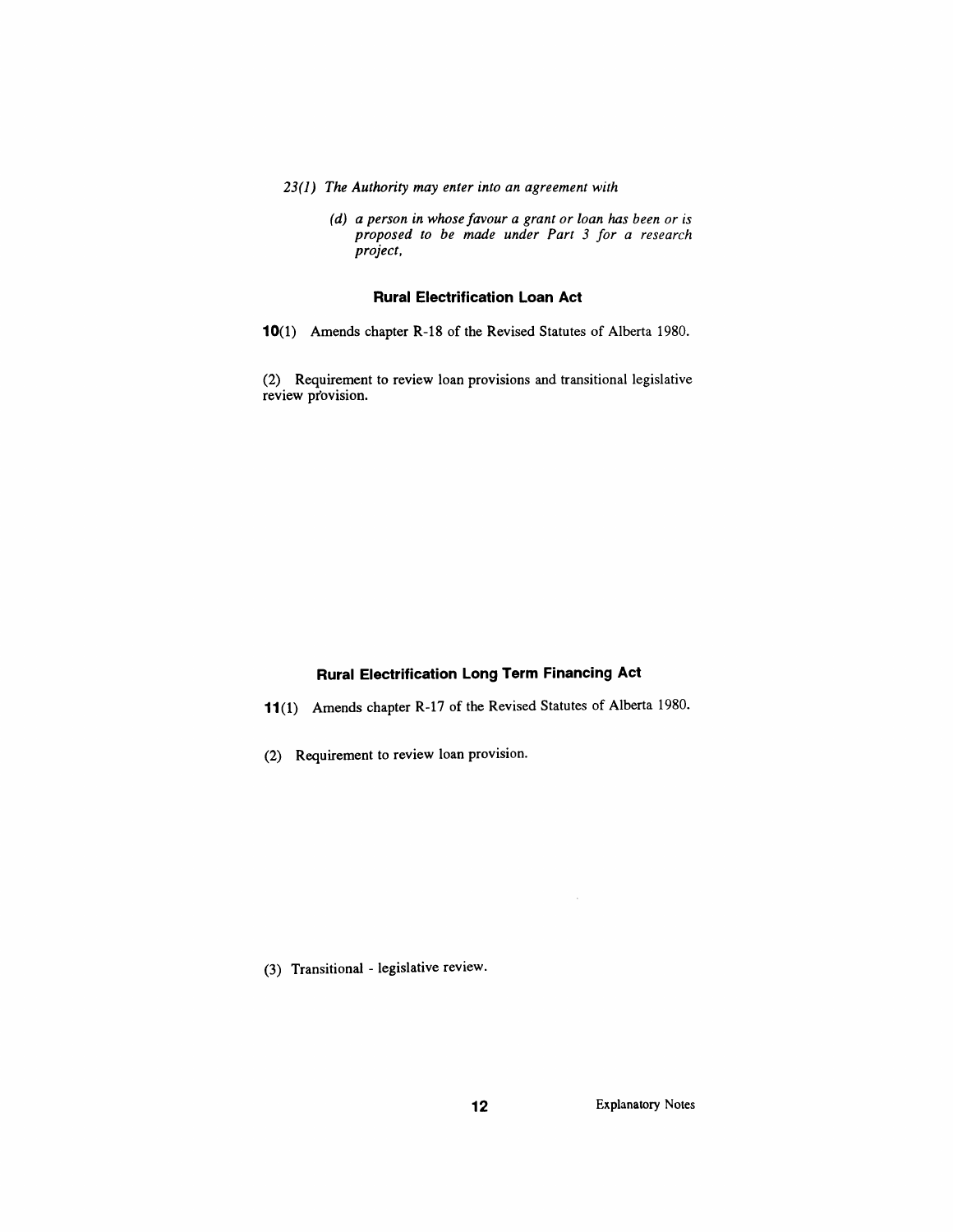*23(1) The Authority may enter into an agreement with*

> *(d) a person in whose favour a grant or loan has been or is proposed to be made under Part 3 for a research project,*

### Rural Electrification Loan Act

**10**(1) Amends chapter R-18 of the Revised Statutes of Alberta 1980.

(2) Requirement to review loan provisions and transitional legislative review provision.

### Rural Electrification Long Term Financing Act

**11**(1) Amends chapter R-17 of the Revised Statutes of Alberta 1980.

(2) Requirement to review loan provision.

(3) Transitional - legislative review.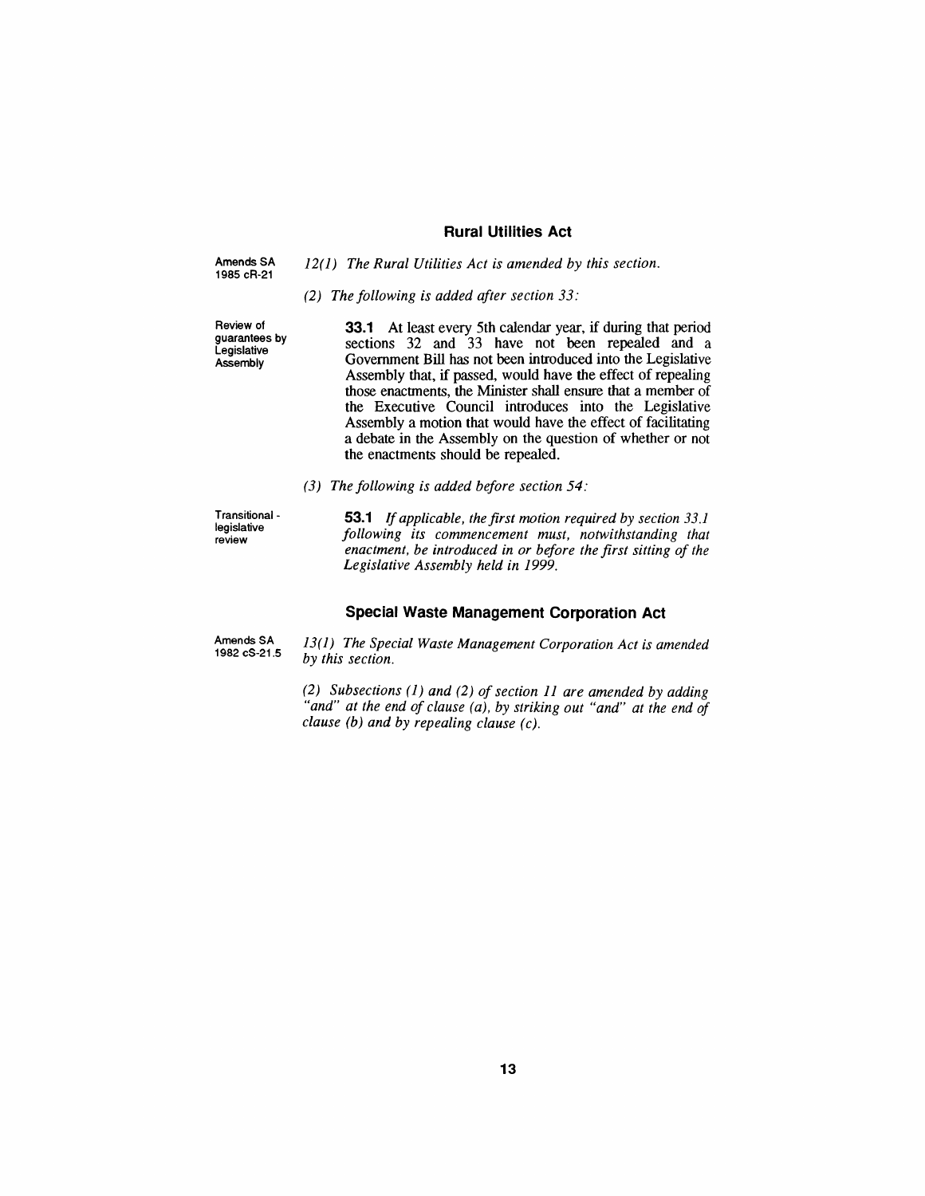## Rural Utilities Act

Amends SA 1985 cR-21

*12(1) The Rural Utilities Act is amended by this section.*

*(2) The following is added after section 33:*

Review of guarantees by Legislative Assembly

**33.1** At least every 5th calendar year, if during that period sections 32 and 33 have not been repealed and a Government Bill has not been introduced into the Legislative Assembly that, if passed, would have the effect of repealing those enactments, the Minister shall ensure that a member of the Executive Council introduces into the Legislative Assembly a motion that would have the effect of facilitating a debate in the Assembly on the question of whether or not the enactments should be repealed.

*(3) The following is added before section 54:*

Transitional - legislative review

**53.1** *If applicable, the first motion required by section 33.1 following its commencement must, notwithstanding that enactment, be introduced in or before the first sitting of the Legislative Assembly held in 1999.*

## Special Waste Management Corporation Act

Amends SA 1982 cS-21.5

*13(1) The Special Waste Management Corporation Act is amended by this section.*

*(2) Subsections (1) and (2) of section 11 are amended by adding "and" at the end of clause (a), by striking out "and" at the end of clause (b) and by repealing clause (c).*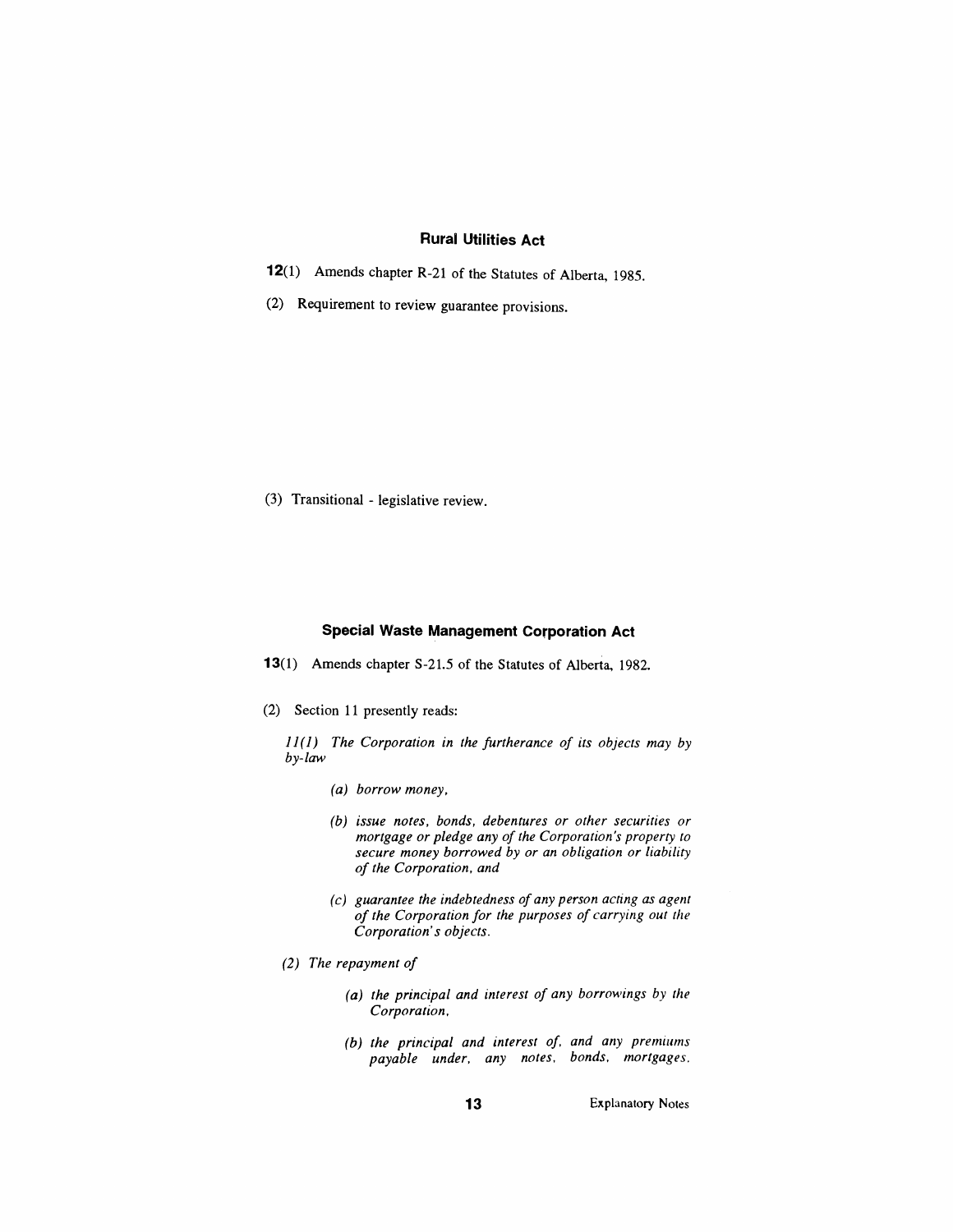### Rural Utilities Act

**12**(1) Amends chapter R-21 of the Statutes of Alberta, 1985.

(2) Requirement to review guarantee provisions.

(3) Transitional - legislative review.

### Special Waste Management Corporation Act

**13**(1) Amends chapter S-21.5 of the Statutes of Alberta, 1982.

(2) Section 11 presently reads:

*11(1) The Corporation in the furtherance of its objects may by by-law*

*(a) borrow money,*

*(b) issue notes, bonds, debentures or other securities or mortgage or pledge any of the Corporation's property to secure money borrowed by or an obligation or liability of the Corporation, and*

*(c) guarantee the indebtedness of any person acting as agent of the Corporation for the purposes of carrying out the Corporation's objects.*

*(2) The repayment of*

*(a) the principal and interest of any borrowings by the Corporation,*

*(b) the principal and interest of, and any premiums payable under, any notes, bonds, mortgages,*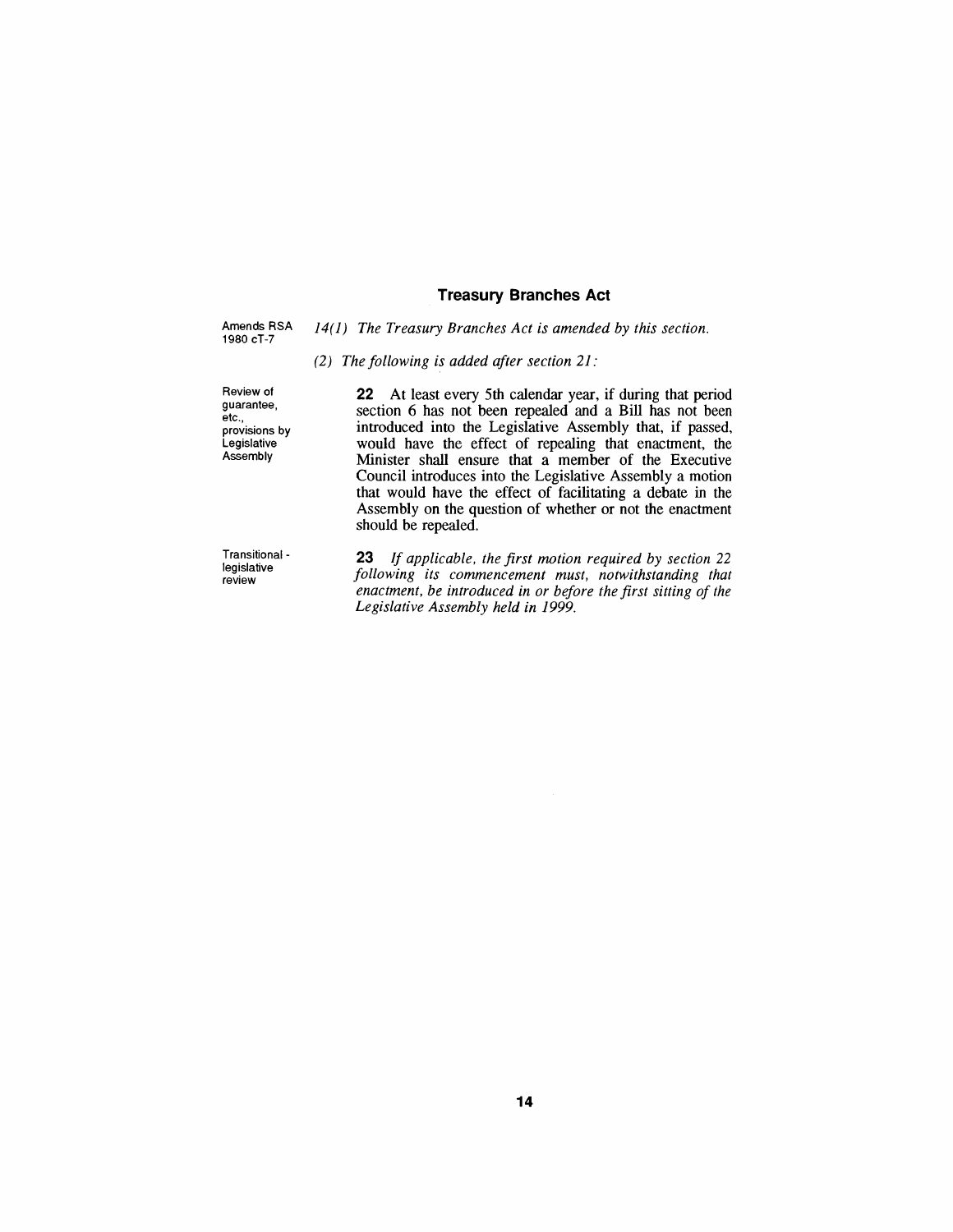## Treasury Branches Act

Amends RSA 1980 cT-7

*14(1) The Treasury Branches Act is amended by this section.*

*(2) The following is added after section 21:*

Review of guarantee, etc., provisions by Legislative Assembly

**22** At least every 5th calendar year, if during that period section 6 has not been repealed and a Bill has not been introduced into the Legislative Assembly that, if passed, would have the effect of repealing that enactment, the Minister shall ensure that a member of the Executive Council introduces into the Legislative Assembly a motion that would have the effect of facilitating a debate in the Assembly on the question of whether or not the enactment should be repealed.

Transitional - legislative review

**23** *If applicable, the first motion required by section 22 following its commencement must, notwithstanding that enactment, be introduced in or before the first sitting of the Legislative Assembly held in 1999.*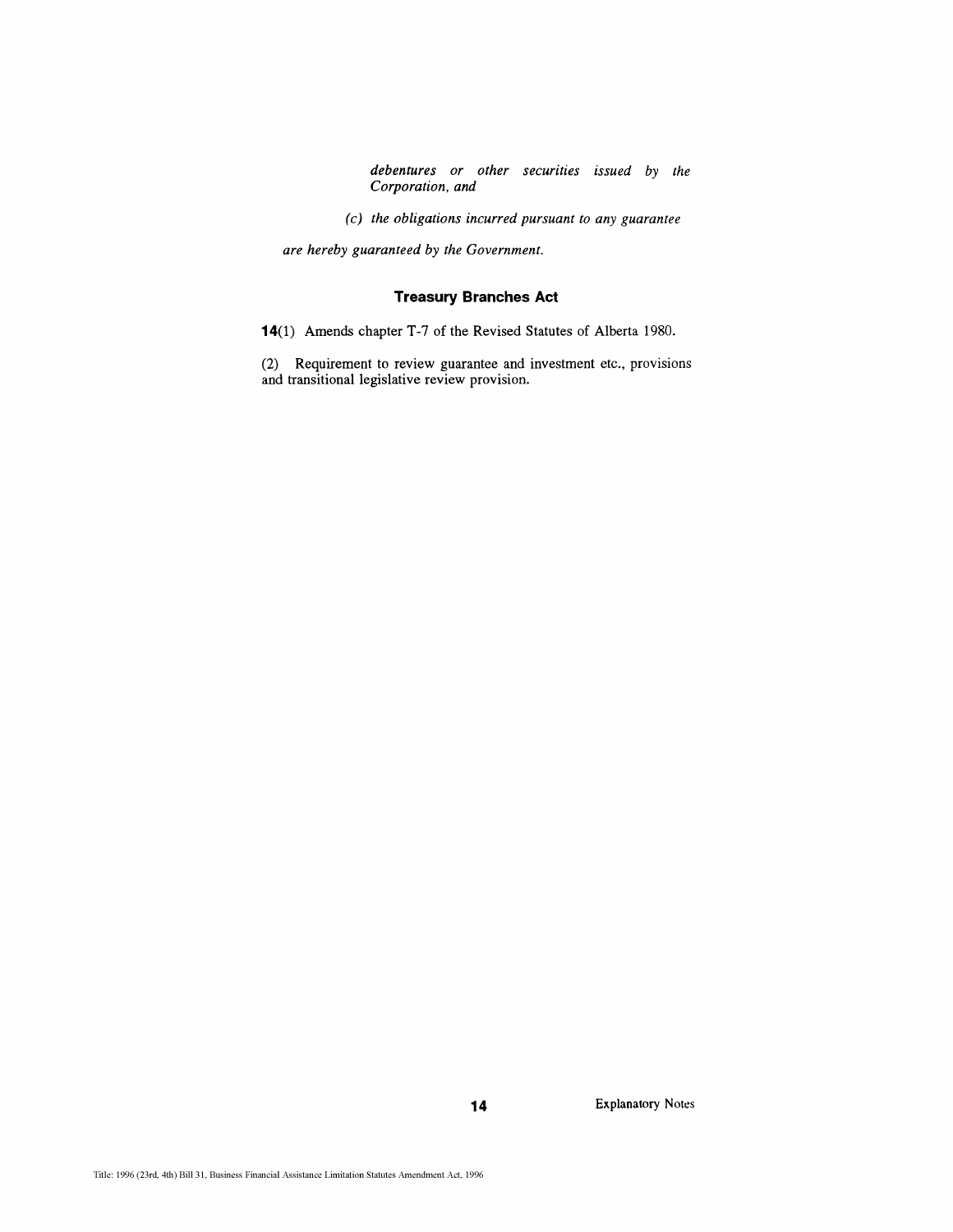*debentures or other securities issued by the Corporation, and*

*(c) the obligations incurred pursuant to any guarantee*

*are hereby guaranteed by the Government.*

### Treasury Branches Act

**14**(1) Amends chapter T-7 of the Revised Statutes of Alberta 1980.

(2) Requirement to review guarantee and investment etc., provisions and transitional legislative review provision.